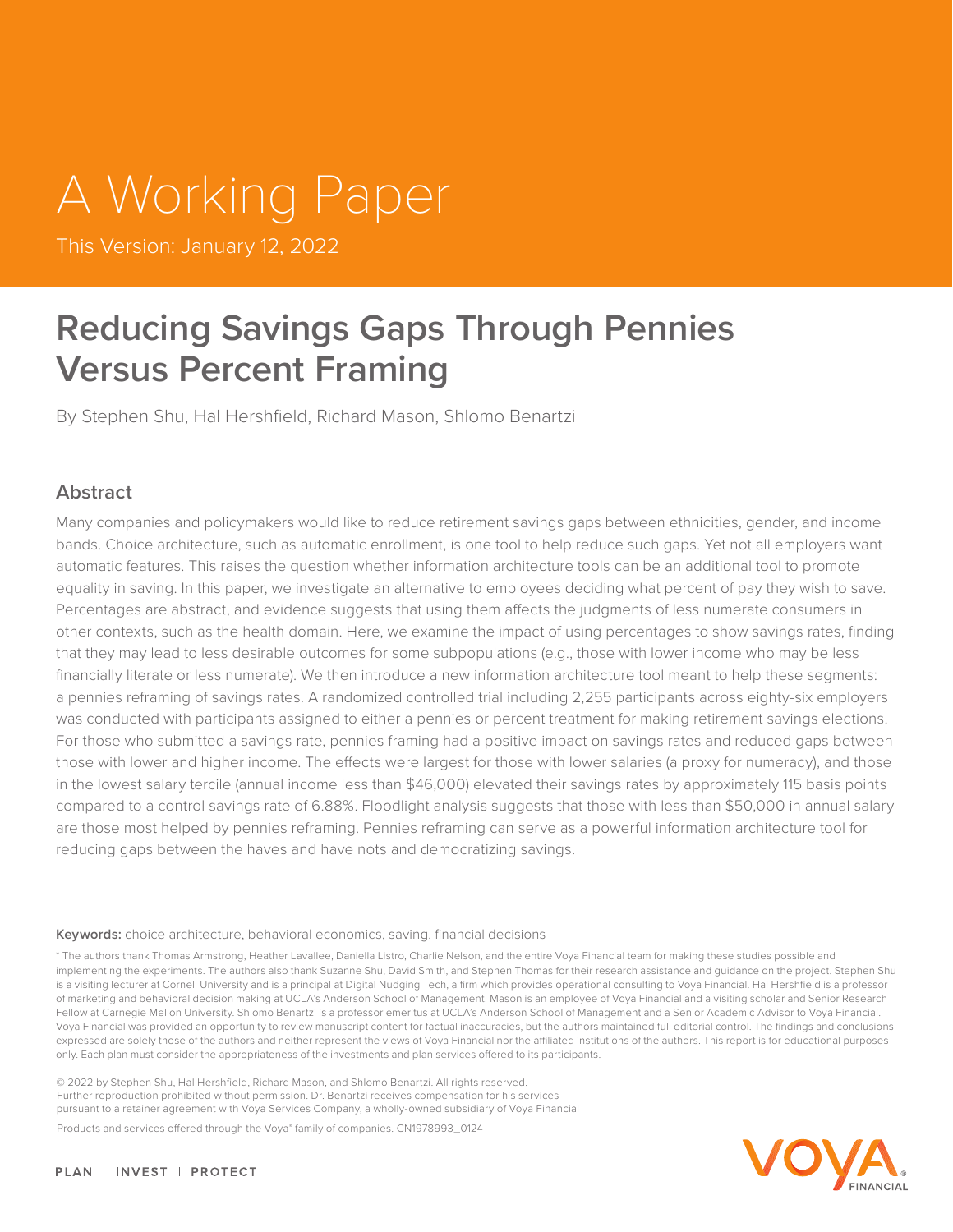# A Working Paper

This Version: January 12, 2022

## Reducing Savings Gaps Through Pennies Versus Percent Framing

By Stephen Shu, Hal Hershfield, Richard Mason, Shlomo Benartzi

### Abstract

Many companies and policymakers would like to reduce retirement savings gaps between ethnicities, gender, and income bands. Choice architecture, such as automatic enrollment, is one tool to help reduce such gaps. Yet not all employers want automatic features. This raises the question whether information architecture tools can be an additional tool to promote equality in saving. In this paper, we investigate an alternative to employees deciding what percent of pay they wish to save. Percentages are abstract, and evidence suggests that using them affects the judgments of less numerate consumers in other contexts, such as the health domain. Here, we examine the impact of using percentages to show savings rates, finding that they may lead to less desirable outcomes for some subpopulations (e.g., those with lower income who may be less financially literate or less numerate). We then introduce a new information architecture tool meant to help these segments: a pennies reframing of savings rates. A randomized controlled trial including 2,255 participants across eighty-six employers was conducted with participants assigned to either a pennies or percent treatment for making retirement savings elections. For those who submitted a savings rate, pennies framing had a positive impact on savings rates and reduced gaps between those with lower and higher income. The effects were largest for those with lower salaries (a proxy for numeracy), and those in the lowest salary tercile (annual income less than $46,000) elevated their savings rates by approximately 115 basis points compared to a control savings rate of 6.88%. Floodlight analysis suggests that those with less than $50,000 in annual salary are those most helped by pennies reframing. Pennies reframing can serve as a powerful information architecture tool for reducing gaps between the haves and have nots and democratizing savings.

**Keywords:** choice architecture, behavioral economics, saving, financial decisions

* The authors thank Thomas Armstrong, Heather Lavallee, Daniella Listro, Charlie Nelson, and the entire Voya Financial team for making these studies possible and implementing the experiments. The authors also thank Suzanne Shu, David Smith, and Stephen Thomas for their research assistance and guidance on the project. Stephen Shu is a visiting lecturer at Cornell University and is a principal at Digital Nudging Tech, a firm which provides operational consulting to Voya Financial. Hal Hershfield is a professor of marketing and behavioral decision making at UCLA's Anderson School of Management. Mason is an employee of Voya Financial and a visiting scholar and Senior Research Fellow at Carnegie Mellon University. Shlomo Benartzi is a professor emeritus at UCLA's Anderson School of Management and a Senior Academic Advisor to Voya Financial. Voya Financial was provided an opportunity to review manuscript content for factual inaccuracies, but the authors maintained full editorial control. The findings and conclusions expressed are solely those of the authors and neither represent the views of Voya Financial nor the affiliated institutions of the authors. This report is for educational purposes only. Each plan must consider the appropriateness of the investments and plan services offered to its participants.

© 2022 by Stephen Shu, Hal Hershfield, Richard Mason, and Shlomo Benartzi. All rights reserved. Further reproduction prohibited without permission. Dr. Benartzi receives compensation for his services pursuant to a retainer agreement with Voya Services Company, a wholly-owned subsidiary of Voya Financial

Products and services offered through the Voya® family of companies. CN1978993_0124

PLAN | INVEST | PROTECT

VOYA FINANCIAL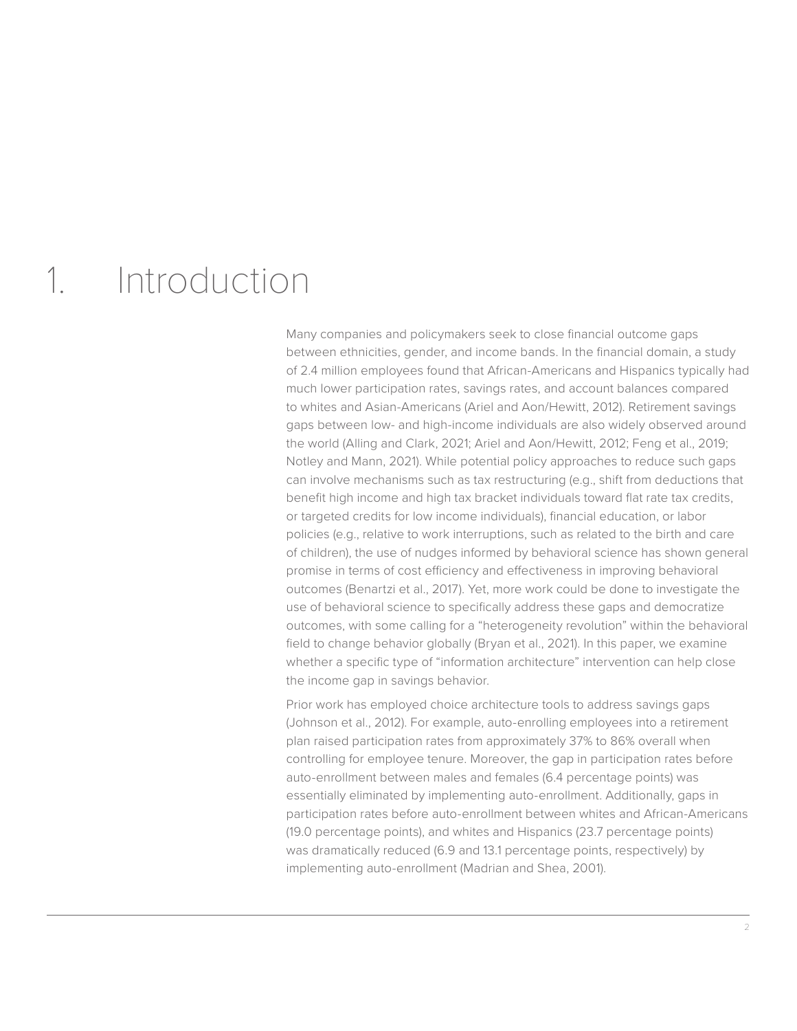# 1. Introduction

Many companies and policymakers seek to close financial outcome gaps between ethnicities, gender, and income bands. In the financial domain, a study of 2.4 million employees found that African-Americans and Hispanics typically had much lower participation rates, savings rates, and account balances compared to whites and Asian-Americans (Ariel and Aon/Hewitt, 2012). Retirement savings gaps between low- and high-income individuals are also widely observed around the world (Alling and Clark, 2021; Ariel and Aon/Hewitt, 2012; Feng et al., 2019; Notley and Mann, 2021). While potential policy approaches to reduce such gaps can involve mechanisms such as tax restructuring (e.g., shift from deductions that benefit high income and high tax bracket individuals toward flat rate tax credits, or targeted credits for low income individuals), financial education, or labor policies (e.g., relative to work interruptions, such as related to the birth and care of children), the use of nudges informed by behavioral science has shown general promise in terms of cost efficiency and effectiveness in improving behavioral outcomes (Benartzi et al., 2017). Yet, more work could be done to investigate the use of behavioral science to specifically address these gaps and democratize outcomes, with some calling for a "heterogeneity revolution" within the behavioral field to change behavior globally (Bryan et al., 2021). In this paper, we examine whether a specific type of "information architecture" intervention can help close the income gap in savings behavior.

Prior work has employed choice architecture tools to address savings gaps (Johnson et al., 2012). For example, auto-enrolling employees into a retirement plan raised participation rates from approximately 37% to 86% overall when controlling for employee tenure. Moreover, the gap in participation rates before auto-enrollment between males and females (6.4 percentage points) was essentially eliminated by implementing auto-enrollment. Additionally, gaps in participation rates before auto-enrollment between whites and African-Americans (19.0 percentage points), and whites and Hispanics (23.7 percentage points) was dramatically reduced (6.9 and 13.1 percentage points, respectively) by implementing auto-enrollment (Madrian and Shea, 2001).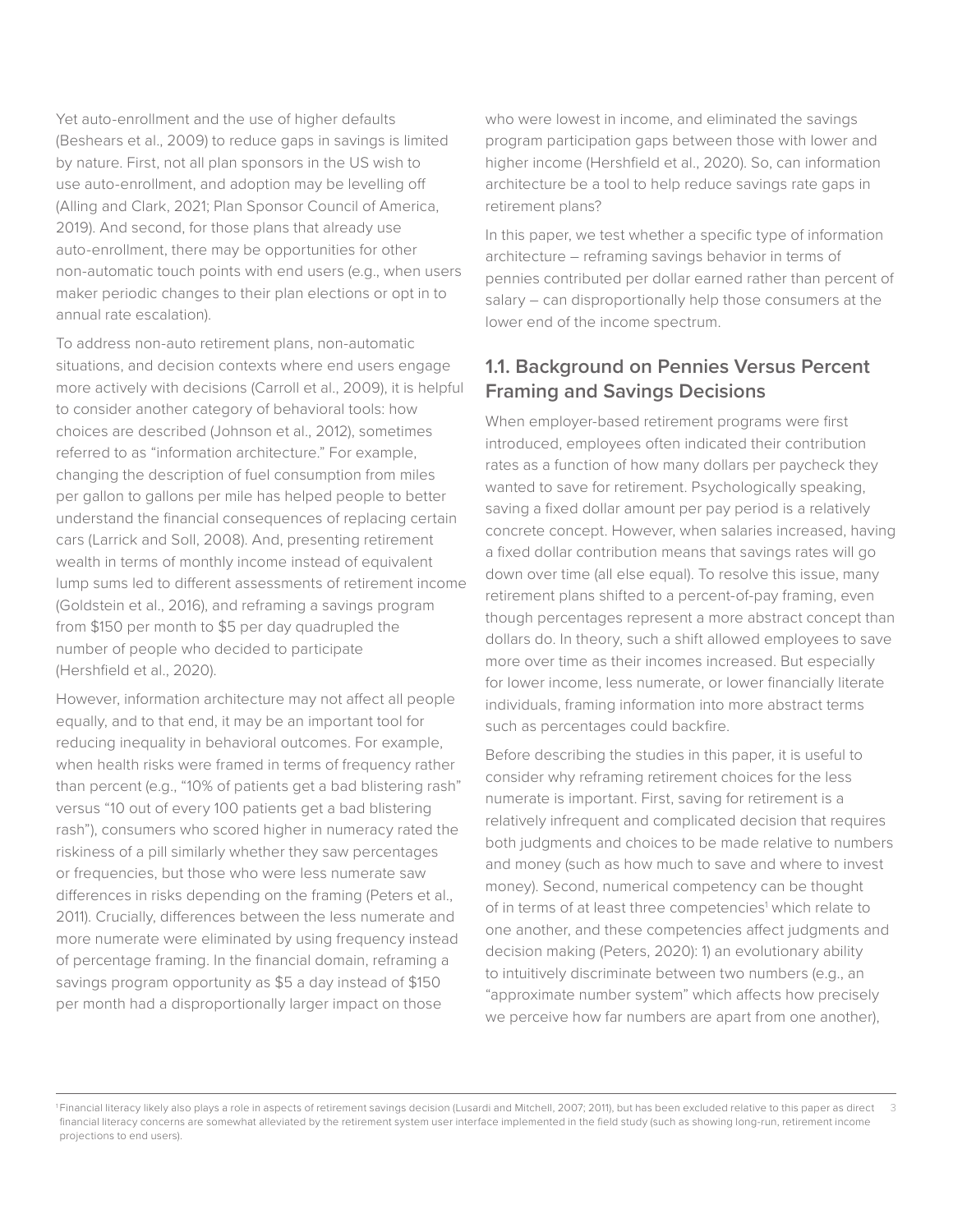Yet auto-enrollment and the use of higher defaults (Beshears et al., 2009) to reduce gaps in savings is limited by nature. First, not all plan sponsors in the US wish to use auto-enrollment, and adoption may be levelling off (Alling and Clark, 2021; Plan Sponsor Council of America, 2019). And second, for those plans that already use auto-enrollment, there may be opportunities for other non-automatic touch points with end users (e.g., when users maker periodic changes to their plan elections or opt in to annual rate escalation).

To address non-auto retirement plans, non-automatic situations, and decision contexts where end users engage more actively with decisions (Carroll et al., 2009), it is helpful to consider another category of behavioral tools: how choices are described (Johnson et al., 2012), sometimes referred to as "information architecture." For example, changing the description of fuel consumption from miles per gallon to gallons per mile has helped people to better understand the financial consequences of replacing certain cars (Larrick and Soll, 2008). And, presenting retirement wealth in terms of monthly income instead of equivalent lump sums led to different assessments of retirement income (Goldstein et al., 2016), and reframing a savings program from $150 per month to $5 per day quadrupled the number of people who decided to participate (Hershfield et al., 2020).

However, information architecture may not affect all people equally, and to that end, it may be an important tool for reducing inequality in behavioral outcomes. For example, when health risks were framed in terms of frequency rather than percent (e.g., "10% of patients get a bad blistering rash" versus "10 out of every 100 patients get a bad blistering rash"), consumers who scored higher in numeracy rated the riskiness of a pill similarly whether they saw percentages or frequencies, but those who were less numerate saw differences in risks depending on the framing (Peters et al., 2011). Crucially, differences between the less numerate and more numerate were eliminated by using frequency instead of percentage framing. In the financial domain, reframing a savings program opportunity as $5 a day instead of $150 per month had a disproportionally larger impact on those who were lowest in income, and eliminated the savings program participation gaps between those with lower and higher income (Hershfield et al., 2020). So, can information architecture be a tool to help reduce savings rate gaps in retirement plans?

In this paper, we test whether a specific type of information architecture – reframing savings behavior in terms of pennies contributed per dollar earned rather than percent of salary – can disproportionally help those consumers at the lower end of the income spectrum.

## 1.1. Background on Pennies Versus Percent Framing and Savings Decisions

When employer-based retirement programs were first introduced, employees often indicated their contribution rates as a function of how many dollars per paycheck they wanted to save for retirement. Psychologically speaking, saving a fixed dollar amount per pay period is a relatively concrete concept. However, when salaries increased, having a fixed dollar contribution means that savings rates will go down over time (all else equal). To resolve this issue, many retirement plans shifted to a percent-of-pay framing, even though percentages represent a more abstract concept than dollars do. In theory, such a shift allowed employees to save more over time as their incomes increased. But especially for lower income, less numerate, or lower financially literate individuals, framing information into more abstract terms such as percentages could backfire.

Before describing the studies in this paper, it is useful to consider why reframing retirement choices for the less numerate is important. First, saving for retirement is a relatively infrequent and complicated decision that requires both judgments and choices to be made relative to numbers and money (such as how much to save and where to invest money). Second, numerical competency can be thought of in terms of at least three competencies[1] which relate to one another, and these competencies affect judgments and decision making (Peters, 2020): 1) an evolutionary ability to intuitively discriminate between two numbers (e.g., an "approximate number system" which affects how precisely we perceive how far numbers are apart from one another),

[1] Financial literacy likely also plays a role in aspects of retirement savings decision (Lusardi and Mitchell, 2007; 2011), but has been excluded relative to this paper as direct financial literacy concerns are somewhat alleviated by the retirement system user interface implemented in the field study (such as showing long-run, retirement income projections to end users).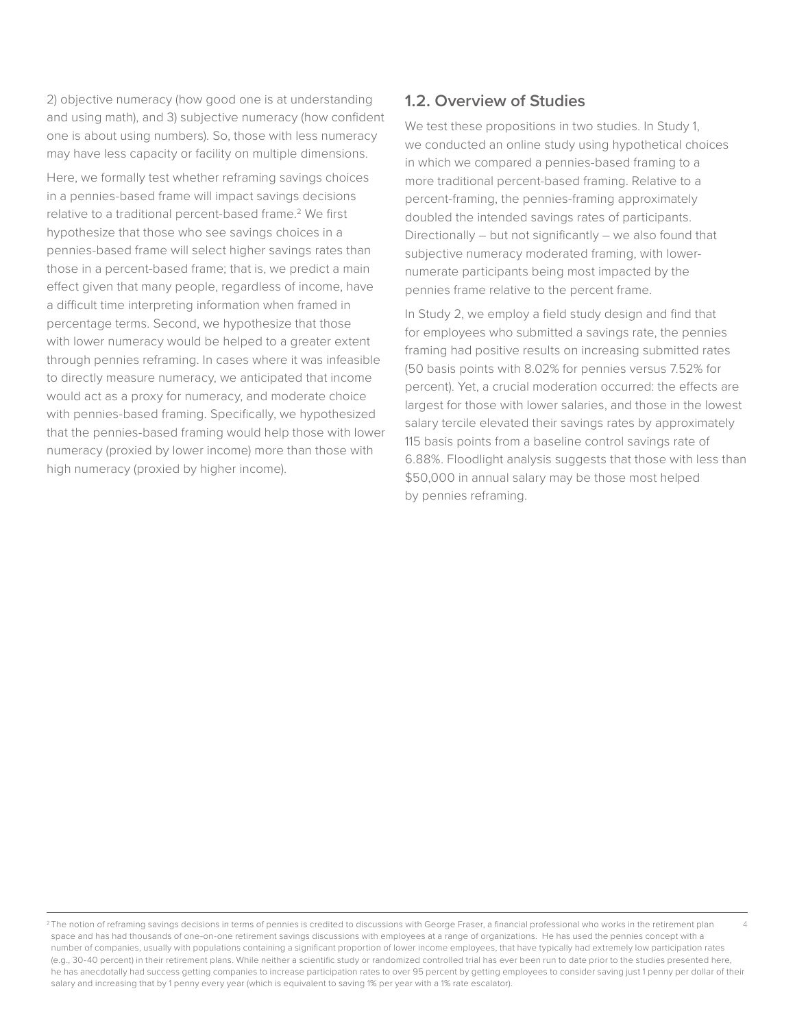2) objective numeracy (how good one is at understanding and using math), and 3) subjective numeracy (how confident one is about using numbers). So, those with less numeracy may have less capacity or facility on multiple dimensions.

Here, we formally test whether reframing savings choices in a pennies-based frame will impact savings decisions relative to a traditional percent-based frame.[2] We first hypothesize that those who see savings choices in a pennies-based frame will select higher savings rates than those in a percent-based frame; that is, we predict a main effect given that many people, regardless of income, have a difficult time interpreting information when framed in percentage terms. Second, we hypothesize that those with lower numeracy would be helped to a greater extent through pennies reframing. In cases where it was infeasible to directly measure numeracy, we anticipated that income would act as a proxy for numeracy, and moderate choice with pennies-based framing. Specifically, we hypothesized that the pennies-based framing would help those with lower numeracy (proxied by lower income) more than those with high numeracy (proxied by higher income).

## 1.2. Overview of Studies

We test these propositions in two studies. In Study 1, we conducted an online study using hypothetical choices in which we compared a pennies-based framing to a more traditional percent-based framing. Relative to a percent-framing, the pennies-framing approximately doubled the intended savings rates of participants. Directionally – but not significantly – we also found that subjective numeracy moderated framing, with lower-numerate participants being most impacted by the pennies frame relative to the percent frame.

In Study 2, we employ a field study design and find that for employees who submitted a savings rate, the pennies framing had positive results on increasing submitted rates (50 basis points with 8.02% for pennies versus 7.52% for percent). Yet, a crucial moderation occurred: the effects are largest for those with lower salaries, and those in the lowest salary tercile elevated their savings rates by approximately 115 basis points from a baseline control savings rate of 6.88%. Floodlight analysis suggests that those with less than $50,000 in annual salary may be those most helped by pennies reframing.

[2] The notion of reframing savings decisions in terms of pennies is credited to discussions with George Fraser, a financial professional who works in the retirement plan space and has had thousands of one-on-one retirement savings discussions with employees at a range of organizations. He has used the pennies concept with a number of companies, usually with populations containing a significant proportion of lower income employees, that have typically had extremely low participation rates (e.g., 30-40 percent) in their retirement plans. While neither a scientific study or randomized controlled trial has ever been run to date prior to the studies presented here, he has anecdotally had success getting companies to increase participation rates to over 95 percent by getting employees to consider saving just 1 penny per dollar of their salary and increasing that by 1 penny every year (which is equivalent to saving 1% per year with a 1% rate escalator).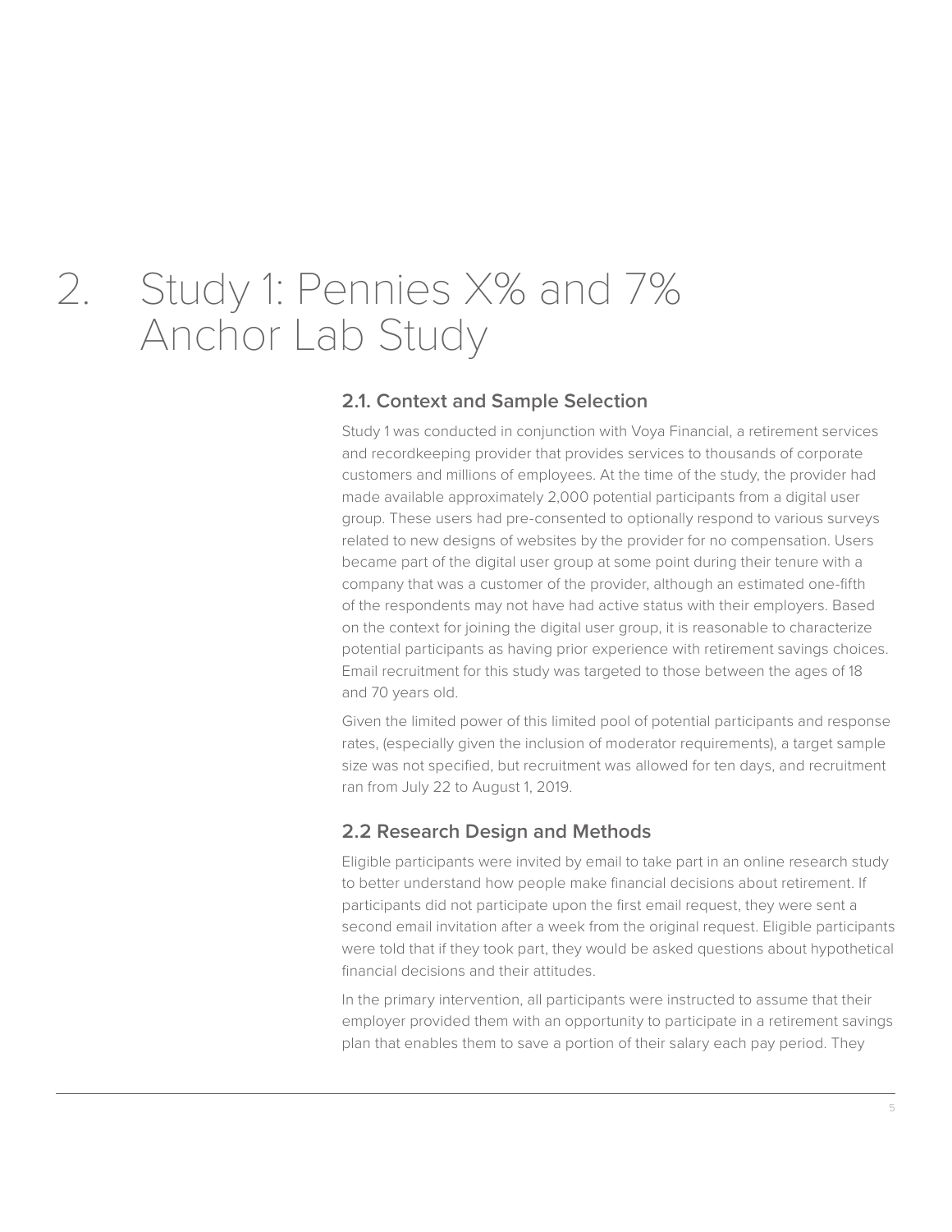# 2. Study 1: Pennies X% and 7% Anchor Lab Study

## 2.1. Context and Sample Selection

Study 1 was conducted in conjunction with Voya Financial, a retirement services and recordkeeping provider that provides services to thousands of corporate customers and millions of employees. At the time of the study, the provider had made available approximately 2,000 potential participants from a digital user group. These users had pre-consented to optionally respond to various surveys related to new designs of websites by the provider for no compensation. Users became part of the digital user group at some point during their tenure with a company that was a customer of the provider, although an estimated one-fifth of the respondents may not have had active status with their employers. Based on the context for joining the digital user group, it is reasonable to characterize potential participants as having prior experience with retirement savings choices. Email recruitment for this study was targeted to those between the ages of 18 and 70 years old.

Given the limited power of this limited pool of potential participants and response rates, (especially given the inclusion of moderator requirements), a target sample size was not specified, but recruitment was allowed for ten days, and recruitment ran from July 22 to August 1, 2019.

## 2.2 Research Design and Methods

Eligible participants were invited by email to take part in an online research study to better understand how people make financial decisions about retirement. If participants did not participate upon the first email request, they were sent a second email invitation after a week from the original request. Eligible participants were told that if they took part, they would be asked questions about hypothetical financial decisions and their attitudes.

In the primary intervention, all participants were instructed to assume that their employer provided them with an opportunity to participate in a retirement savings plan that enables them to save a portion of their salary each pay period. They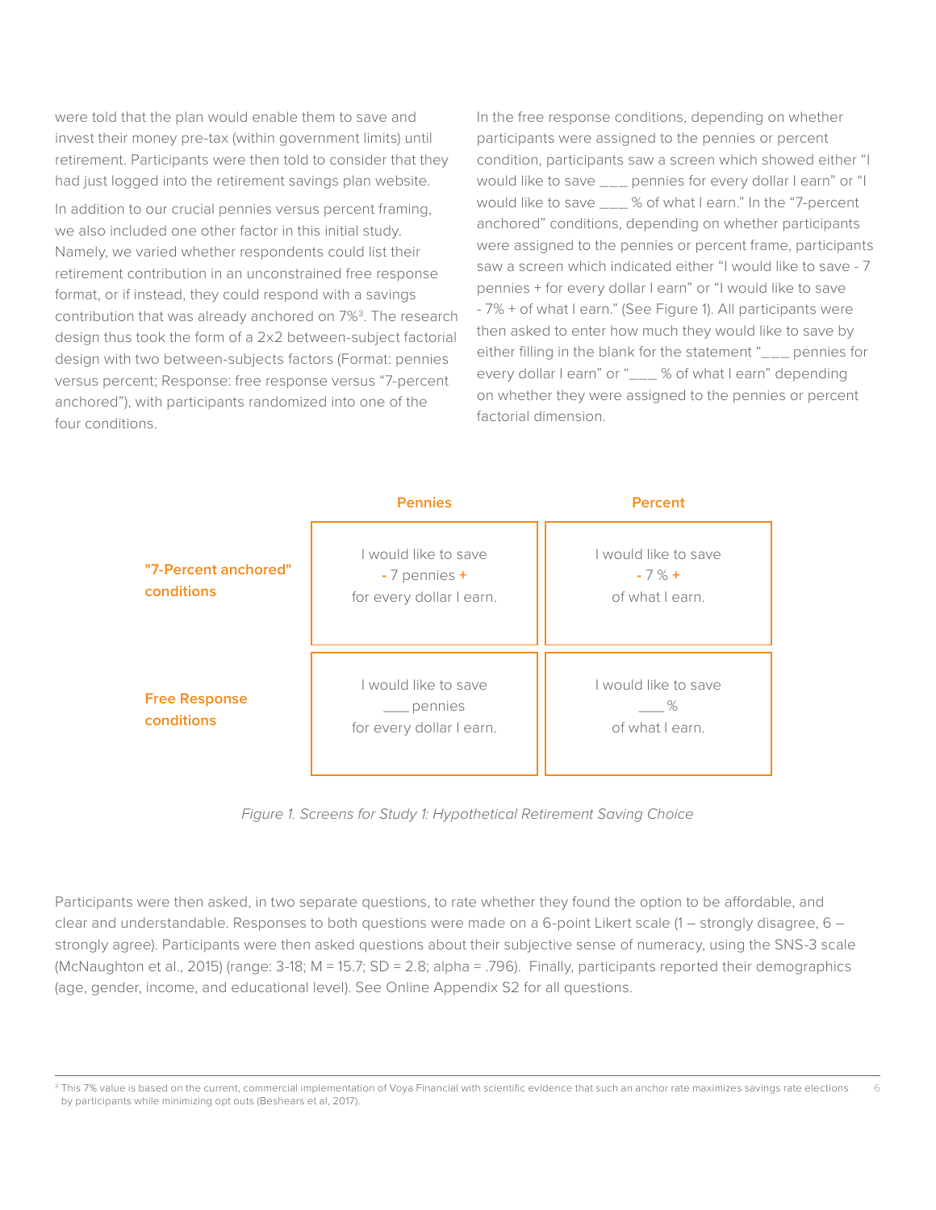were told that the plan would enable them to save and invest their money pre-tax (within government limits) until retirement. Participants were then told to consider that they had just logged into the retirement savings plan website.

In addition to our crucial pennies versus percent framing, we also included one other factor in this initial study. Namely, we varied whether respondents could list their retirement contribution in an unconstrained free response format, or if instead, they could respond with a savings contribution that was already anchored on 7%[3]. The research design thus took the form of a 2x2 between-subject factorial design with two between-subjects factors (Format: pennies versus percent; Response: free response versus "7-percent anchored"), with participants randomized into one of the four conditions.

In the free response conditions, depending on whether participants were assigned to the pennies or percent condition, participants saw a screen which showed either "I would like to save ___ pennies for every dollar I earn" or "I would like to save ___ % of what I earn." In the "7-percent anchored" conditions, depending on whether participants were assigned to the pennies or percent frame, participants saw a screen which indicated either "I would like to save - 7 pennies + for every dollar I earn" or "I would like to save - 7% + of what I earn." (See Figure 1). All participants were then asked to enter how much they would like to save by either filling in the blank for the statement "___ pennies for every dollar I earn" or "___ % of what I earn" depending on whether they were assigned to the pennies or percent factorial dimension.

| | Pennies | Percent |
|---|---|---|
| "7-Percent anchored" conditions | I would like to save - 7 pennies + for every dollar I earn. | I would like to save - 7 % + of what I earn. |
| Free Response conditions | I would like to save ___ pennies for every dollar I earn. | I would like to save ___ % of what I earn. |

*Figure 1. Screens for Study 1: Hypothetical Retirement Saving Choice*

Participants were then asked, in two separate questions, to rate whether they found the option to be affordable, and clear and understandable. Responses to both questions were made on a 6-point Likert scale (1 – strongly disagree, 6 – strongly agree). Participants were then asked questions about their subjective sense of numeracy, using the SNS-3 scale (McNaughton et al., 2015) (range: 3-18; M = 15.7; SD = 2.8; alpha = .796). Finally, participants reported their demographics (age, gender, income, and educational level). See Online Appendix S2 for all questions.

[3] This 7% value is based on the current, commercial implementation of Voya Financial with scientific evidence that such an anchor rate maximizes savings rate elections by participants while minimizing opt outs (Beshears et al, 2017).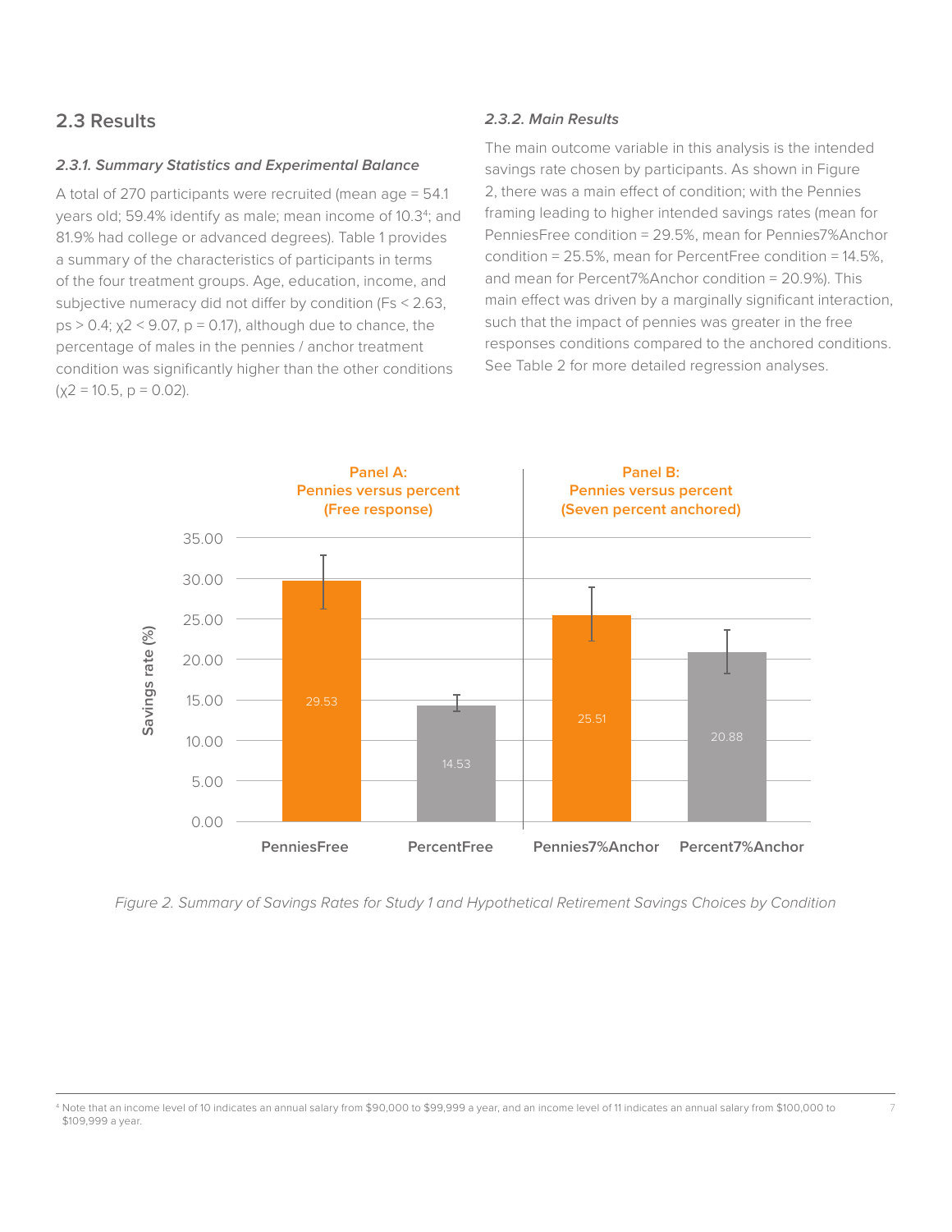## 2.3 Results

### *2.3.1. Summary Statistics and Experimental Balance*

A total of 270 participants were recruited (mean age = 54.1 years old; 59.4% identify as male; mean income of 10.3[4]; and 81.9% had college or advanced degrees). Table 1 provides a summary of the characteristics of participants in terms of the four treatment groups. Age, education, income, and subjective numeracy did not differ by condition ($Fs < 2.63$, $ps > 0.4$; $\chi 2 < 9.07$, $p = 0.17$), although due to chance, the percentage of males in the pennies / anchor treatment condition was significantly higher than the other conditions ($\chi 2 = 10.5$, $p = 0.02$).

### *2.3.2. Main Results*

The main outcome variable in this analysis is the intended savings rate chosen by participants. As shown in Figure 2, there was a main effect of condition; with the Pennies framing leading to higher intended savings rates (mean for PenniesFree condition = 29.5%, mean for Pennies7%Anchor condition = 25.5%, mean for PercentFree condition = 14.5%, and mean for Percent7%Anchor condition = 20.9%). This main effect was driven by a marginally significant interaction, such that the impact of pennies was greater in the free responses conditions compared to the anchored conditions. See Table 2 for more detailed regression analyses.

**Panel A: Pennies versus percent (Free response)** | **Panel B: Pennies versus percent (Seven percent anchored)**

| Condition | Savings rate (%) |
|---|---|
| PenniesFree | 29.53 |
| PercentFree | 14.53 |
| Pennies7%Anchor | 25.51 |
| Percent7%Anchor | 20.88 |

*Figure 2. Summary of Savings Rates for Study 1 and Hypothetical Retirement Savings Choices by Condition*

[4] Note that an income level of 10 indicates an annual salary from \$90,000 to \$99,999 a year, and an income level of 11 indicates an annual salary from \$100,000 to \$109,999 a year.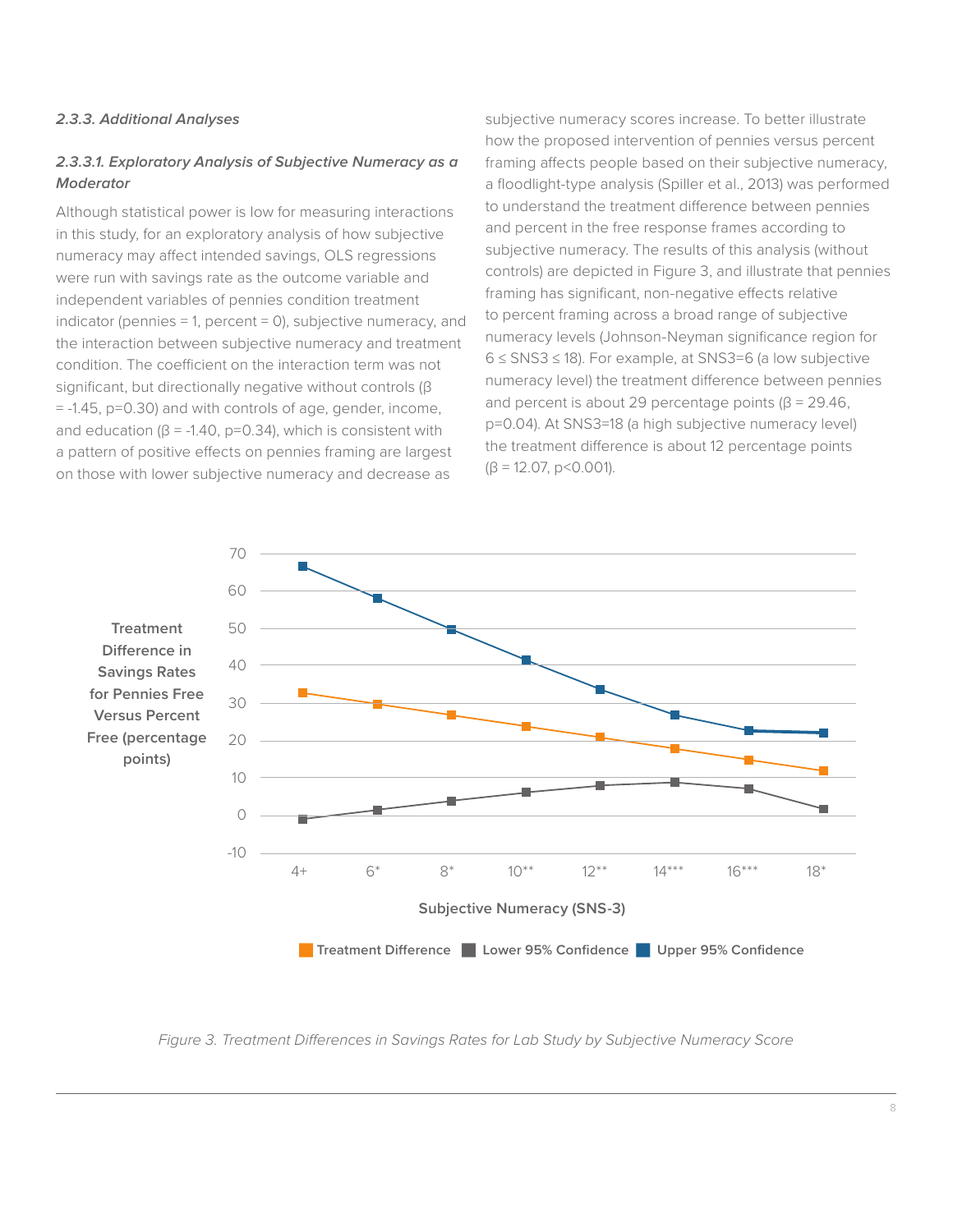### *2.3.3. Additional Analyses*

#### *2.3.3.1. Exploratory Analysis of Subjective Numeracy as a Moderator*

Although statistical power is low for measuring interactions in this study, for an exploratory analysis of how subjective numeracy may affect intended savings, OLS regressions were run with savings rate as the outcome variable and independent variables of pennies condition treatment indicator (pennies = 1, percent = 0), subjective numeracy, and the interaction between subjective numeracy and treatment condition. The coefficient on the interaction term was not significant, but directionally negative without controls ($\beta = -1.45$, $p=0.30$) and with controls of age, gender, income, and education ($\beta = -1.40$, $p=0.34$), which is consistent with a pattern of positive effects on pennies framing are largest on those with lower subjective numeracy and decrease as subjective numeracy scores increase. To better illustrate how the proposed intervention of pennies versus percent framing affects people based on their subjective numeracy, a floodlight-type analysis (Spiller et al., 2013) was performed to understand the treatment difference between pennies and percent in the free response frames according to subjective numeracy. The results of this analysis (without controls) are depicted in Figure 3, and illustrate that pennies framing has significant, non-negative effects relative to percent framing across a broad range of subjective numeracy levels (Johnson-Neyman significance region for $6 \leq SNS3 \leq 18$). For example, at SNS3=6 (a low subjective numeracy level) the treatment difference between pennies and percent is about 29 percentage points ($\beta = 29.46$, $p=0.04$). At SNS3=18 (a high subjective numeracy level) the treatment difference is about 12 percentage points ($\beta = 12.07$, $p<0.001$).

*Figure 3. Treatment Differences in Savings Rates for Lab Study by Subjective Numeracy Score*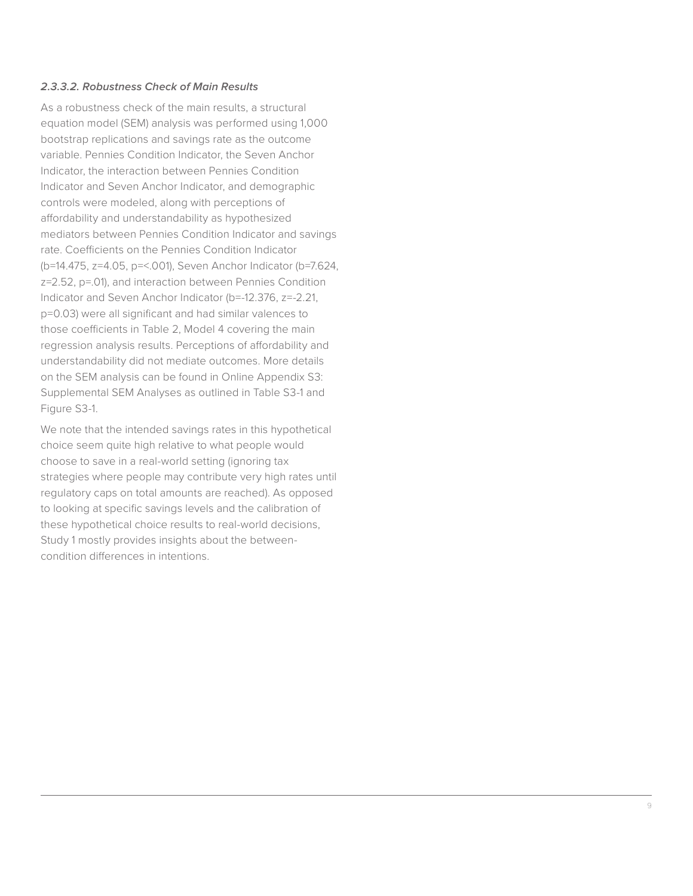#### *2.3.3.2. Robustness Check of Main Results*

As a robustness check of the main results, a structural equation model (SEM) analysis was performed using 1,000 bootstrap replications and savings rate as the outcome variable. Pennies Condition Indicator, the Seven Anchor Indicator, the interaction between Pennies Condition Indicator and Seven Anchor Indicator, and demographic controls were modeled, along with perceptions of affordability and understandability as hypothesized mediators between Pennies Condition Indicator and savings rate. Coefficients on the Pennies Condition Indicator ($b=14.475$, $z=4.05$, $p=<.001$), Seven Anchor Indicator ($b=7.624$, $z=2.52$, $p=.01$), and interaction between Pennies Condition Indicator and Seven Anchor Indicator ($b=-12.376$, $z=-2.21$, $p=0.03$) were all significant and had similar valences to those coefficients in Table 2, Model 4 covering the main regression analysis results. Perceptions of affordability and understandability did not mediate outcomes. More details on the SEM analysis can be found in Online Appendix S3: Supplemental SEM Analyses as outlined in Table S3-1 and Figure S3-1.

We note that the intended savings rates in this hypothetical choice seem quite high relative to what people would choose to save in a real-world setting (ignoring tax strategies where people may contribute very high rates until regulatory caps on total amounts are reached). As opposed to looking at specific savings levels and the calibration of these hypothetical choice results to real-world decisions, Study 1 mostly provides insights about the between-condition differences in intentions.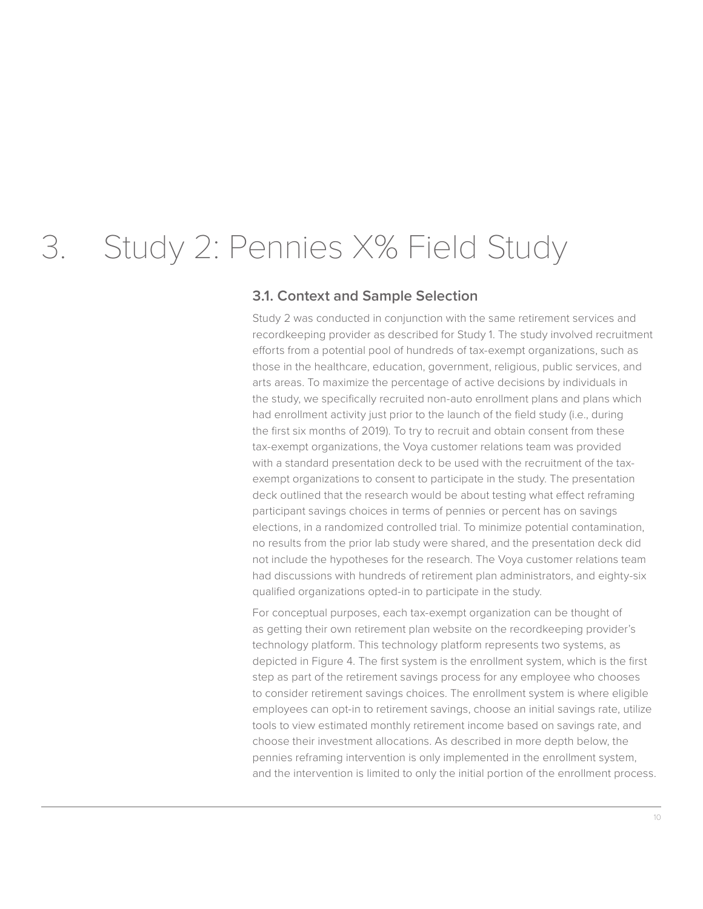# 3. Study 2: Pennies X% Field Study

## 3.1. Context and Sample Selection

Study 2 was conducted in conjunction with the same retirement services and recordkeeping provider as described for Study 1. The study involved recruitment efforts from a potential pool of hundreds of tax-exempt organizations, such as those in the healthcare, education, government, religious, public services, and arts areas. To maximize the percentage of active decisions by individuals in the study, we specifically recruited non-auto enrollment plans and plans which had enrollment activity just prior to the launch of the field study (i.e., during the first six months of 2019). To try to recruit and obtain consent from these tax-exempt organizations, the Voya customer relations team was provided with a standard presentation deck to be used with the recruitment of the tax-exempt organizations to consent to participate in the study. The presentation deck outlined that the research would be about testing what effect reframing participant savings choices in terms of pennies or percent has on savings elections, in a randomized controlled trial. To minimize potential contamination, no results from the prior lab study were shared, and the presentation deck did not include the hypotheses for the research. The Voya customer relations team had discussions with hundreds of retirement plan administrators, and eighty-six qualified organizations opted-in to participate in the study.

For conceptual purposes, each tax-exempt organization can be thought of as getting their own retirement plan website on the recordkeeping provider's technology platform. This technology platform represents two systems, as depicted in Figure 4. The first system is the enrollment system, which is the first step as part of the retirement savings process for any employee who chooses to consider retirement savings choices. The enrollment system is where eligible employees can opt-in to retirement savings, choose an initial savings rate, utilize tools to view estimated monthly retirement income based on savings rate, and choose their investment allocations. As described in more depth below, the pennies reframing intervention is only implemented in the enrollment system, and the intervention is limited to only the initial portion of the enrollment process.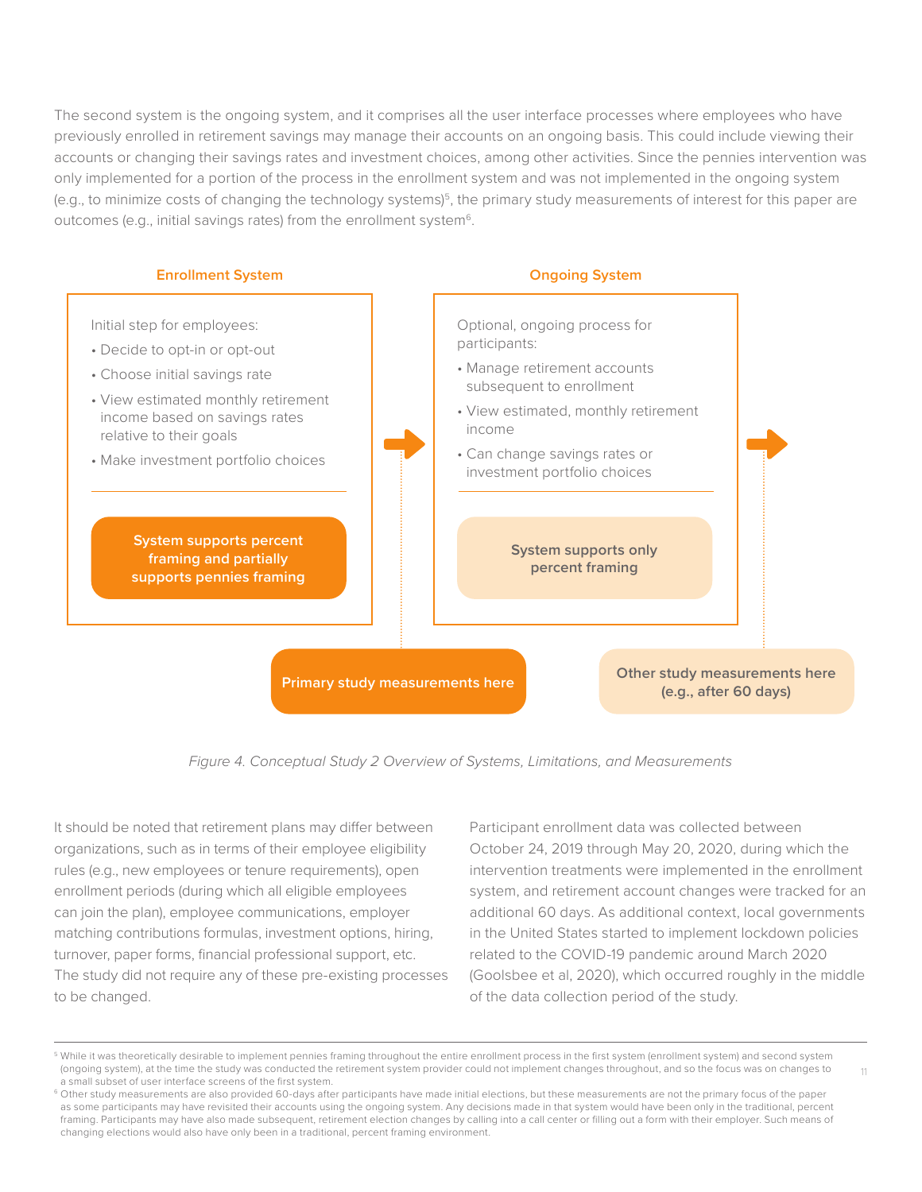The second system is the ongoing system, and it comprises all the user interface processes where employees who have previously enrolled in retirement savings may manage their accounts on an ongoing basis. This could include viewing their accounts or changing their savings rates and investment choices, among other activities. Since the pennies intervention was only implemented for a portion of the process in the enrollment system and was not implemented in the ongoing system (e.g., to minimize costs of changing the technology systems)[5], the primary study measurements of interest for this paper are outcomes (e.g., initial savings rates) from the enrollment system[6].

**Enrollment System**

Initial step for employees:

- Decide to opt-in or opt-out
- Choose initial savings rate
- View estimated monthly retirement income based on savings rates relative to their goals
- Make investment portfolio choices

**System supports percent framing and partially supports pennies framing**

**Ongoing System**

Optional, ongoing process for participants:

- Manage retirement accounts subsequent to enrollment
- View estimated, monthly retirement income
- Can change savings rates or investment portfolio choices

**System supports only percent framing**

**Primary study measurements here**

**Other study measurements here (e.g., after 60 days)**

*Figure 4. Conceptual Study 2 Overview of Systems, Limitations, and Measurements*

It should be noted that retirement plans may differ between organizations, such as in terms of their employee eligibility rules (e.g., new employees or tenure requirements), open enrollment periods (during which all eligible employees can join the plan), employee communications, employer matching contributions formulas, investment options, hiring, turnover, paper forms, financial professional support, etc. The study did not require any of these pre-existing processes to be changed.

Participant enrollment data was collected between October 24, 2019 through May 20, 2020, during which the intervention treatments were implemented in the enrollment system, and retirement account changes were tracked for an additional 60 days. As additional context, local governments in the United States started to implement lockdown policies related to the COVID-19 pandemic around March 2020 (Goolsbee et al, 2020), which occurred roughly in the middle of the data collection period of the study.

---

[5] While it was theoretically desirable to implement pennies framing throughout the entire enrollment process in the first system (enrollment system) and second system (ongoing system), at the time the study was conducted the retirement system provider could not implement changes throughout, and so the focus was on changes to a small subset of user interface screens of the first system.

[6] Other study measurements are also provided 60-days after participants have made initial elections, but these measurements are not the primary focus of the paper as some participants may have revisited their accounts using the ongoing system. Any decisions made in that system would have been only in the traditional, percent framing. Participants may have also made subsequent, retirement election changes by calling into a call center or filling out a form with their employer. Such means of changing elections would also have only been in a traditional, percent framing environment.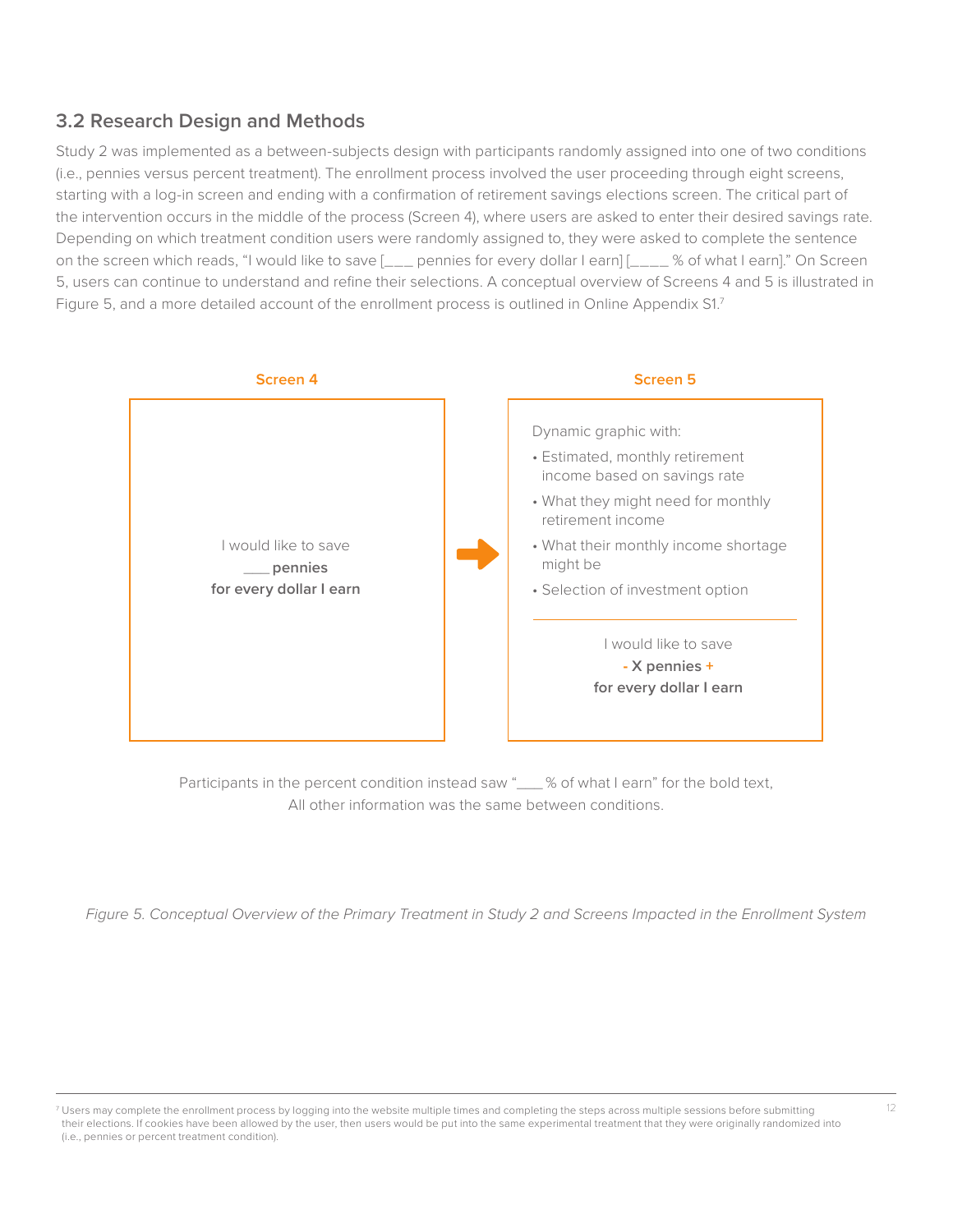### 3.2 Research Design and Methods

Study 2 was implemented as a between-subjects design with participants randomly assigned into one of two conditions (i.e., pennies versus percent treatment). The enrollment process involved the user proceeding through eight screens, starting with a log-in screen and ending with a confirmation of retirement savings elections screen. The critical part of the intervention occurs in the middle of the process (Screen 4), where users are asked to enter their desired savings rate. Depending on which treatment condition users were randomly assigned to, they were asked to complete the sentence on the screen which reads, "I would like to save [___ pennies for every dollar I earn] [____ % of what I earn]." On Screen 5, users can continue to understand and refine their selections. A conceptual overview of Screens 4 and 5 is illustrated in Figure 5, and a more detailed account of the enrollment process is outlined in Online Appendix S1.[7]

**Screen 4**

I would like to save
___ **pennies**
**for every dollar I earn**

→

**Screen 5**

Dynamic graphic with:

- Estimated, monthly retirement income based on savings rate
- What they might need for monthly retirement income
- What their monthly income shortage might be
- Selection of investment option

I would like to save
**- X pennies +**
**for every dollar I earn**

Participants in the percent condition instead saw "___ % of what I earn" for the bold text,
All other information was the same between conditions.

*Figure 5. Conceptual Overview of the Primary Treatment in Study 2 and Screens Impacted in the Enrollment System*

[7] Users may complete the enrollment process by logging into the website multiple times and completing the steps across multiple sessions before submitting their elections. If cookies have been allowed by the user, then users would be put into the same experimental treatment that they were originally randomized into (i.e., pennies or percent treatment condition).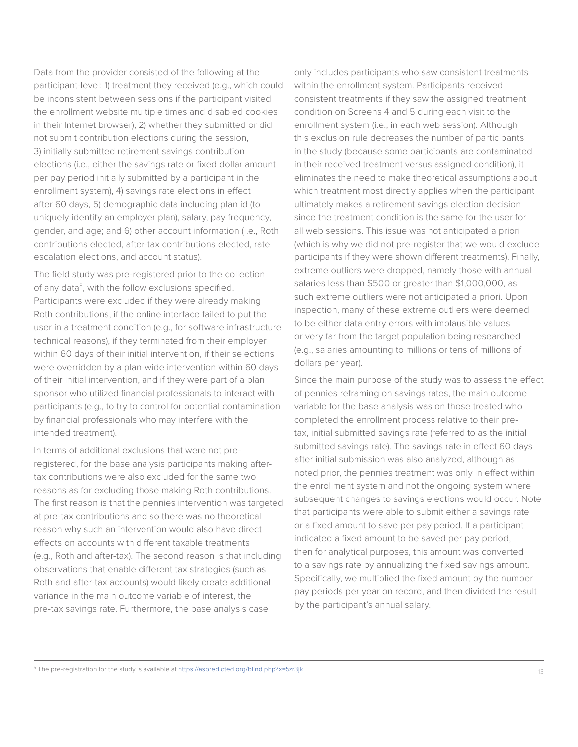Data from the provider consisted of the following at the participant-level: 1) treatment they received (e.g., which could be inconsistent between sessions if the participant visited the enrollment website multiple times and disabled cookies in their Internet browser), 2) whether they submitted or did not submit contribution elections during the session, 3) initially submitted retirement savings contribution elections (i.e., either the savings rate or fixed dollar amount per pay period initially submitted by a participant in the enrollment system), 4) savings rate elections in effect after 60 days, 5) demographic data including plan id (to uniquely identify an employer plan), salary, pay frequency, gender, and age; and 6) other account information (i.e., Roth contributions elected, after-tax contributions elected, rate escalation elections, and account status).

The field study was pre-registered prior to the collection of any data[8], with the follow exclusions specified. Participants were excluded if they were already making Roth contributions, if the online interface failed to put the user in a treatment condition (e.g., for software infrastructure technical reasons), if they terminated from their employer within 60 days of their initial intervention, if their selections were overridden by a plan-wide intervention within 60 days of their initial intervention, and if they were part of a plan sponsor who utilized financial professionals to interact with participants (e.g., to try to control for potential contamination by financial professionals who may interfere with the intended treatment).

In terms of additional exclusions that were not pre-registered, for the base analysis participants making after-tax contributions were also excluded for the same two reasons as for excluding those making Roth contributions. The first reason is that the pennies intervention was targeted at pre-tax contributions and so there was no theoretical reason why such an intervention would also have direct effects on accounts with different taxable treatments (e.g., Roth and after-tax). The second reason is that including observations that enable different tax strategies (such as Roth and after-tax accounts) would likely create additional variance in the main outcome variable of interest, the pre-tax savings rate. Furthermore, the base analysis case only includes participants who saw consistent treatments within the enrollment system. Participants received consistent treatments if they saw the assigned treatment condition on Screens 4 and 5 during each visit to the enrollment system (i.e., in each web session). Although this exclusion rule decreases the number of participants in the study (because some participants are contaminated in their received treatment versus assigned condition), it eliminates the need to make theoretical assumptions about which treatment most directly applies when the participant ultimately makes a retirement savings election decision since the treatment condition is the same for the user for all web sessions. This issue was not anticipated a priori (which is why we did not pre-register that we would exclude participants if they were shown different treatments). Finally, extreme outliers were dropped, namely those with annual salaries less than $500 or greater than $1,000,000, as such extreme outliers were not anticipated a priori. Upon inspection, many of these extreme outliers were deemed to be either data entry errors with implausible values or very far from the target population being researched (e.g., salaries amounting to millions or tens of millions of dollars per year).

Since the main purpose of the study was to assess the effect of pennies reframing on savings rates, the main outcome variable for the base analysis was on those treated who completed the enrollment process relative to their pre-tax, initial submitted savings rate (referred to as the initial submitted savings rate). The savings rate in effect 60 days after initial submission was also analyzed, although as noted prior, the pennies treatment was only in effect within the enrollment system and not the ongoing system where subsequent changes to savings elections would occur. Note that participants were able to submit either a savings rate or a fixed amount to save per pay period. If a participant indicated a fixed amount to be saved per pay period, then for analytical purposes, this amount was converted to a savings rate by annualizing the fixed savings amount. Specifically, we multiplied the fixed amount by the number pay periods per year on record, and then divided the result by the participant's annual salary.

[8] The pre-registration for the study is available at https://aspredicted.org/blind.php?x=5zr3jk.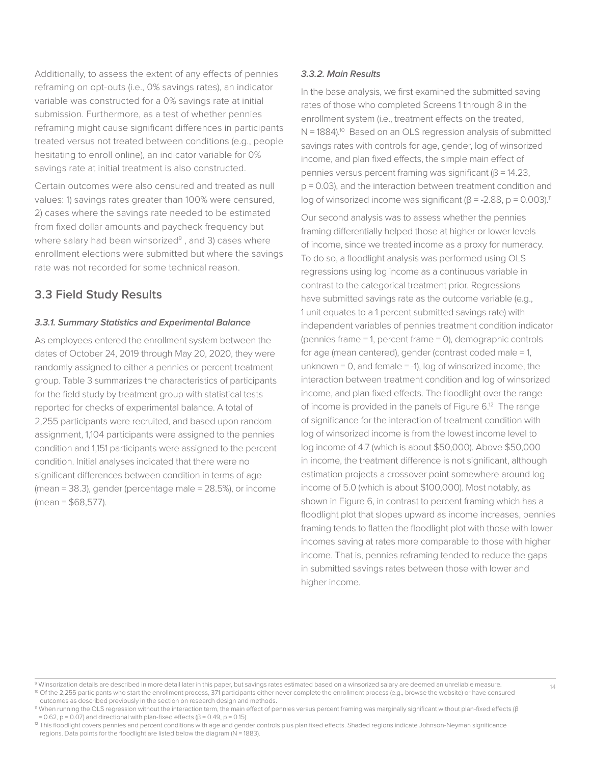Additionally, to assess the extent of any effects of pennies reframing on opt-outs (i.e., 0% savings rates), an indicator variable was constructed for a 0% savings rate at initial submission. Furthermore, as a test of whether pennies reframing might cause significant differences in participants treated versus not treated between conditions (e.g., people hesitating to enroll online), an indicator variable for 0% savings rate at initial treatment is also constructed.

Certain outcomes were also censured and treated as null values: 1) savings rates greater than 100% were censured, 2) cases where the savings rate needed to be estimated from fixed dollar amounts and paycheck frequency but where salary had been winsorized[9], and 3) cases where enrollment elections were submitted but where the savings rate was not recorded for some technical reason.

## 3.3 Field Study Results

### *3.3.1. Summary Statistics and Experimental Balance*

As employees entered the enrollment system between the dates of October 24, 2019 through May 20, 2020, they were randomly assigned to either a pennies or percent treatment group. Table 3 summarizes the characteristics of participants for the field study by treatment group with statistical tests reported for checks of experimental balance. A total of 2,255 participants were recruited, and based upon random assignment, 1,104 participants were assigned to the pennies condition and 1,151 participants were assigned to the percent condition. Initial analyses indicated that there were no significant differences between condition in terms of age (mean = 38.3), gender (percentage male = 28.5%), or income (mean = $68,577).

### *3.3.2. Main Results*

In the base analysis, we first examined the submitted saving rates of those who completed Screens 1 through 8 in the enrollment system (i.e., treatment effects on the treated, N = 1884).[10] Based on an OLS regression analysis of submitted savings rates with controls for age, gender, log of winsorized income, and plan fixed effects, the simple main effect of pennies versus percent framing was significant ($\beta = 14.23$, $p = 0.03$), and the interaction between treatment condition and log of winsorized income was significant ($\beta = -2.88$, $p = 0.003$).[11]

Our second analysis was to assess whether the pennies framing differentially helped those at higher or lower levels of income, since we treated income as a proxy for numeracy. To do so, a floodlight analysis was performed using OLS regressions using log income as a continuous variable in contrast to the categorical treatment prior. Regressions have submitted savings rate as the outcome variable (e.g., 1 unit equates to a 1 percent submitted savings rate) with independent variables of pennies treatment condition indicator (pennies frame = 1, percent frame = 0), demographic controls for age (mean centered), gender (contrast coded male = 1, unknown = 0, and female = -1), log of winsorized income, the interaction between treatment condition and log of winsorized income, and plan fixed effects. The floodlight over the range of income is provided in the panels of Figure 6.[12] The range of significance for the interaction of treatment condition with log of winsorized income is from the lowest income level to log income of 4.7 (which is about $50,000). Above $50,000 in income, the treatment difference is not significant, although estimation projects a crossover point somewhere around log income of 5.0 (which is about $100,000). Most notably, as shown in Figure 6, in contrast to percent framing which has a floodlight plot that slopes upward as income increases, pennies framing tends to flatten the floodlight plot with those with lower incomes saving at rates more comparable to those with higher income. That is, pennies reframing tended to reduce the gaps in submitted savings rates between those with lower and higher income.

---

[9] Winsorization details are described in more detail later in this paper, but savings rates estimated based on a winsorized salary are deemed an unreliable measure.

[10] Of the 2,255 participants who start the enrollment process, 371 participants either never complete the enrollment process (e.g., browse the website) or have censured outcomes as described previously in the section on research design and methods.

[11] When running the OLS regression without the interaction term, the main effect of pennies versus percent framing was marginally significant without plan-fixed effects ($\beta = 0.62$, $p = 0.07$) and directional with plan-fixed effects ($\beta = 0.49$, $p = 0.15$).

[12] This floodlight covers pennies and percent conditions with age and gender controls plus plan fixed effects. Shaded regions indicate Johnson-Neyman significance regions. Data points for the floodlight are listed below the diagram (N = 1883).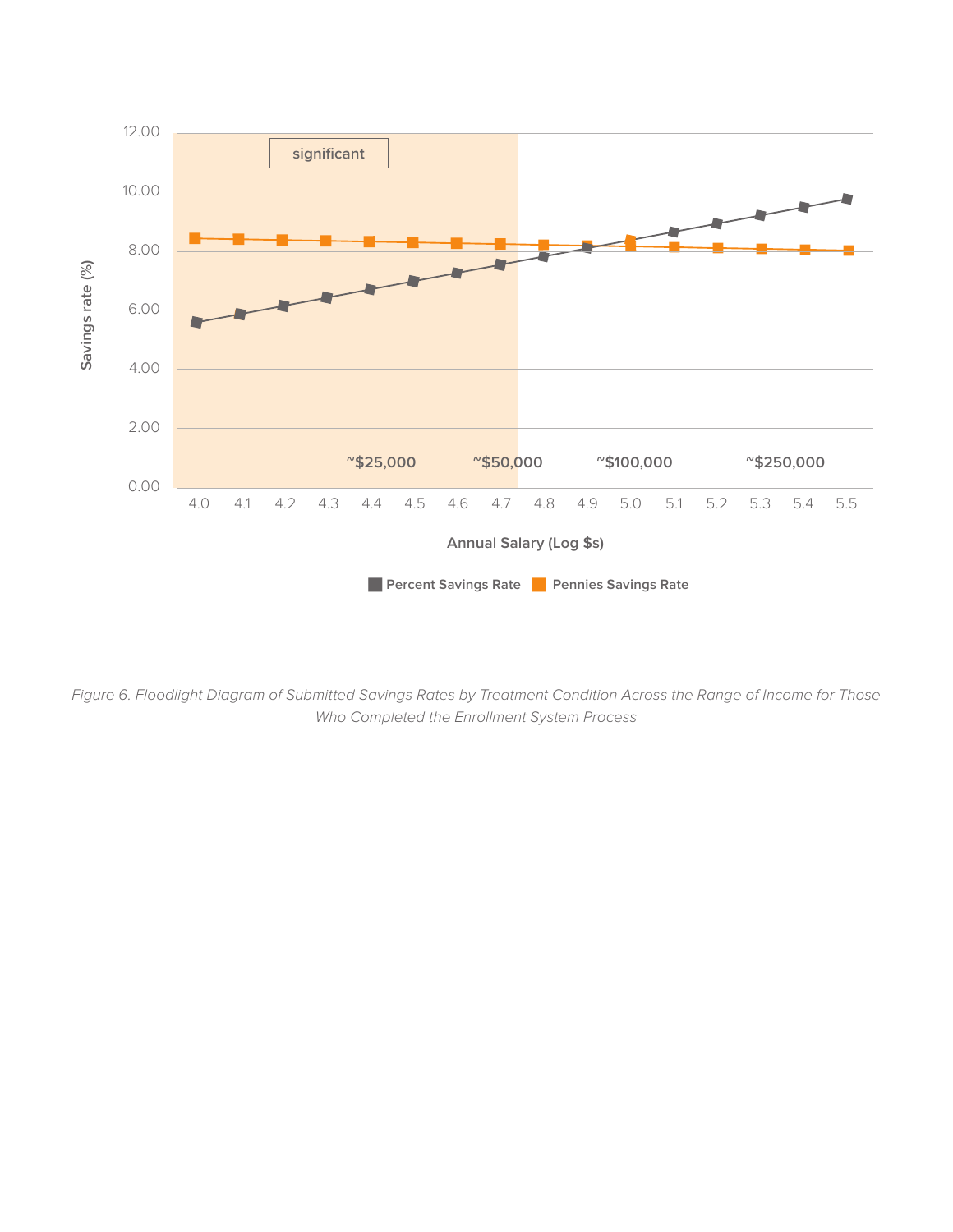*Figure 6. Floodlight Diagram of Submitted Savings Rates by Treatment Condition Across the Range of Income for Those Who Completed the Enrollment System Process*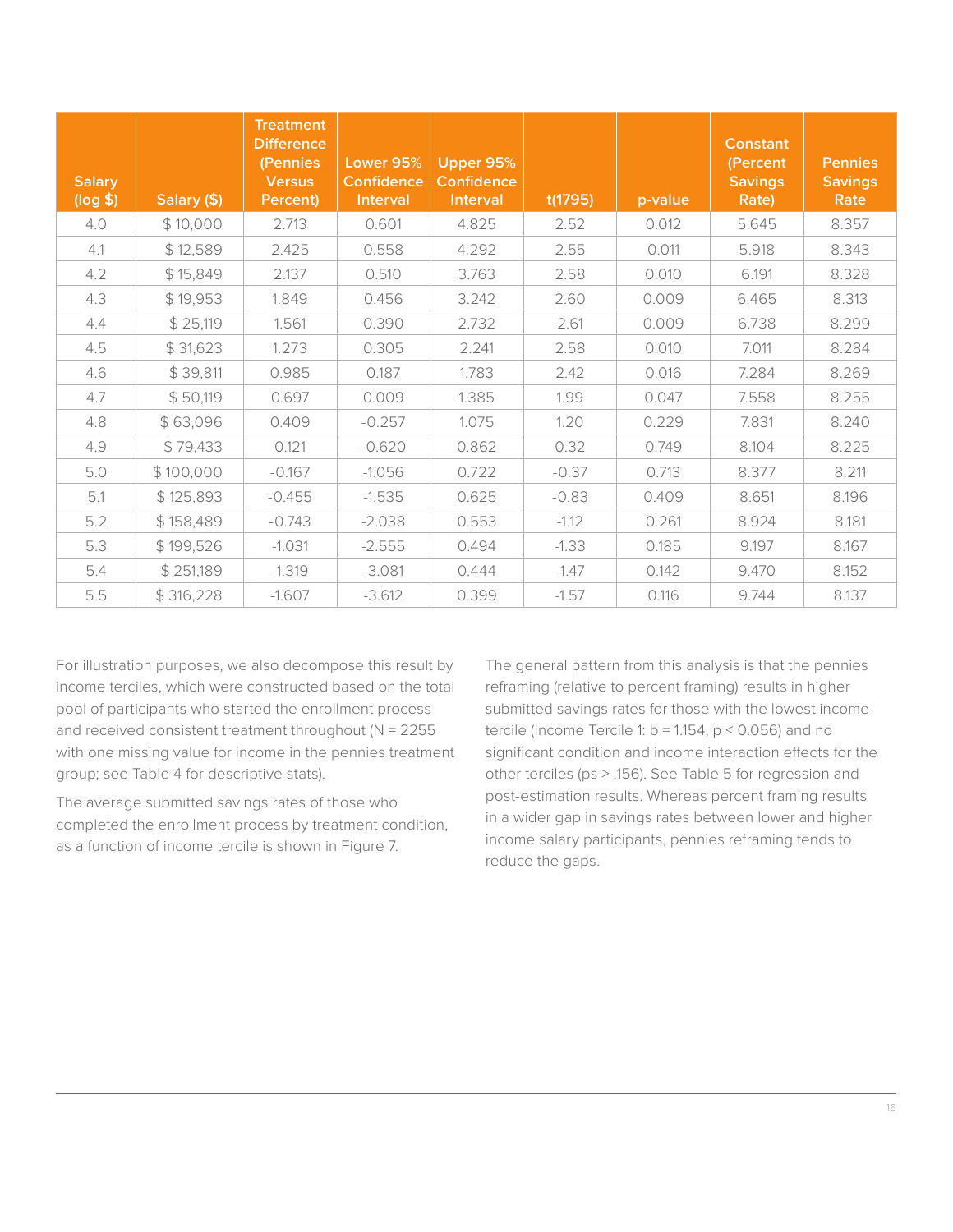| Salary (log $) | Salary ($) | Treatment Difference (Pennies Versus Percent) | Lower 95% Confidence Interval | Upper 95% Confidence Interval | t(1795) | p-value | Constant (Percent Savings Rate) | Pennies Savings Rate |
|---|---|---|---|---|---|---|---|---|
| 4.0 | $ 10,000 | 2.713 | 0.601 | 4.825 | 2.52 | 0.012 | 5.645 | 8.357 |
| 4.1 | $ 12,589 | 2.425 | 0.558 | 4.292 | 2.55 | 0.011 | 5.918 | 8.343 |
| 4.2 | $ 15,849 | 2.137 | 0.510 | 3.763 | 2.58 | 0.010 | 6.191 | 8.328 |
| 4.3 | $ 19,953 | 1.849 | 0.456 | 3.242 | 2.60 | 0.009 | 6.465 | 8.313 |
| 4.4 | $ 25,119 | 1.561 | 0.390 | 2.732 | 2.61 | 0.009 | 6.738 | 8.299 |
| 4.5 | $ 31,623 | 1.273 | 0.305 | 2.241 | 2.58 | 0.010 | 7.011 | 8.284 |
| 4.6 | $ 39,811 | 0.985 | 0.187 | 1.783 | 2.42 | 0.016 | 7.284 | 8.269 |
| 4.7 | $ 50,119 | 0.697 | 0.009 | 1.385 | 1.99 | 0.047 | 7.558 | 8.255 |
| 4.8 | $ 63,096 | 0.409 | -0.257 | 1.075 | 1.20 | 0.229 | 7.831 | 8.240 |
| 4.9 | $ 79,433 | 0.121 | -0.620 | 0.862 | 0.32 | 0.749 | 8.104 | 8.225 |
| 5.0 | $ 100,000 | -0.167 | -1.056 | 0.722 | -0.37 | 0.713 | 8.377 | 8.211 |
| 5.1 | $ 125,893 | -0.455 | -1.535 | 0.625 | -0.83 | 0.409 | 8.651 | 8.196 |
| 5.2 | $ 158,489 | -0.743 | -2.038 | 0.553 | -1.12 | 0.261 | 8.924 | 8.181 |
| 5.3 | $ 199,526 | -1.031 | -2.555 | 0.494 | -1.33 | 0.185 | 9.197 | 8.167 |
| 5.4 | $ 251,189 | -1.319 | -3.081 | 0.444 | -1.47 | 0.142 | 9.470 | 8.152 |
| 5.5 | $ 316,228 | -1.607 | -3.612 | 0.399 | -1.57 | 0.116 | 9.744 | 8.137 |

For illustration purposes, we also decompose this result by income terciles, which were constructed based on the total pool of participants who started the enrollment process and received consistent treatment throughout (N = 2255 with one missing value for income in the pennies treatment group; see Table 4 for descriptive stats).

The average submitted savings rates of those who completed the enrollment process by treatment condition, as a function of income tercile is shown in Figure 7.

The general pattern from this analysis is that the pennies reframing (relative to percent framing) results in higher submitted savings rates for those with the lowest income tercile (Income Tercile 1: $b = 1.154$, $p < 0.056$) and no significant condition and income interaction effects for the other terciles ($ps > .156$). See Table 5 for regression and post-estimation results. Whereas percent framing results in a wider gap in savings rates between lower and higher income salary participants, pennies reframing tends to reduce the gaps.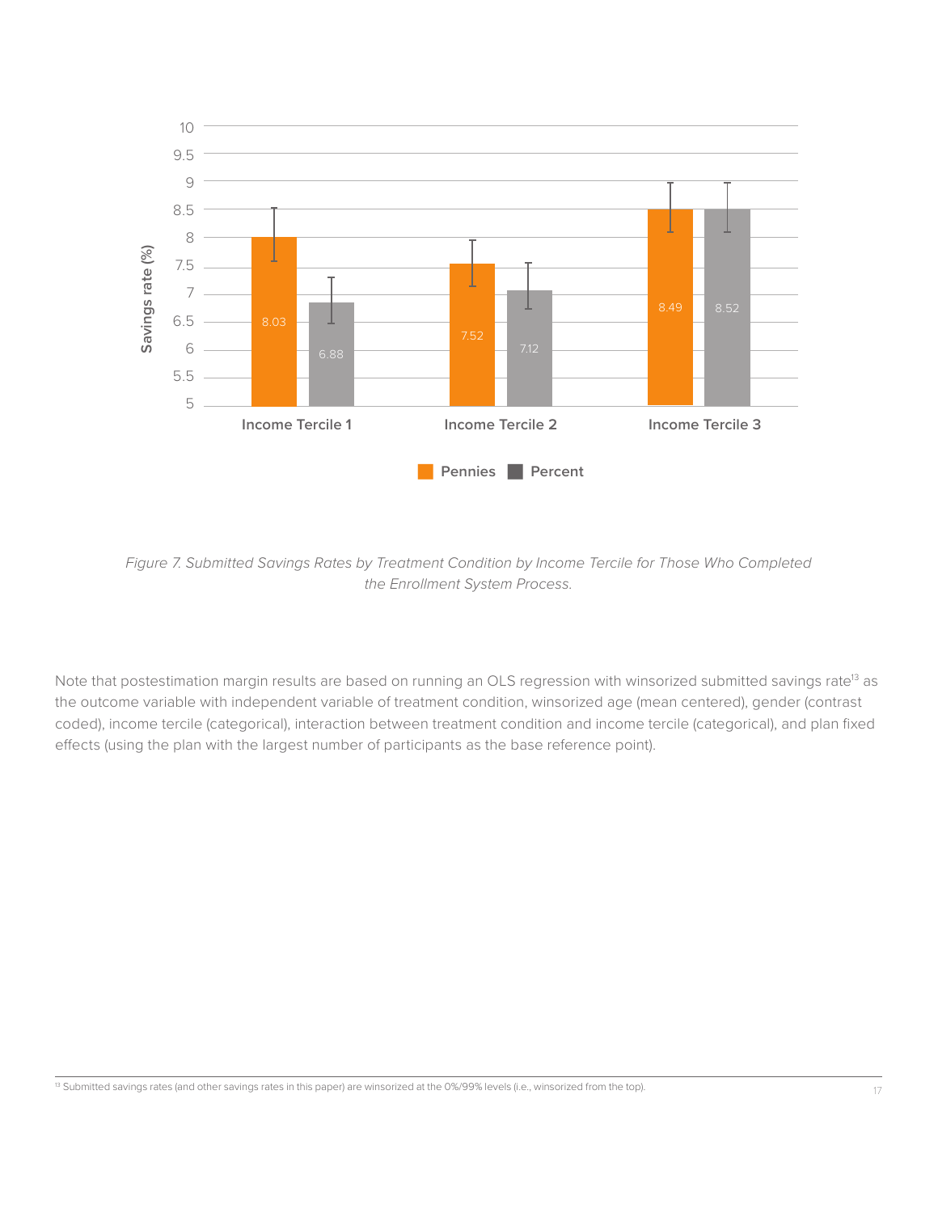*Figure 7. Submitted Savings Rates by Treatment Condition by Income Tercile for Those Who Completed the Enrollment System Process.*

Note that postestimation margin results are based on running an OLS regression with winsorized submitted savings rate[13] as the outcome variable with independent variable of treatment condition, winsorized age (mean centered), gender (contrast coded), income tercile (categorical), interaction between treatment condition and income tercile (categorical), and plan fixed effects (using the plan with the largest number of participants as the base reference point).

[13] Submitted savings rates (and other savings rates in this paper) are winsorized at the 0%/99% levels (i.e., winsorized from the top).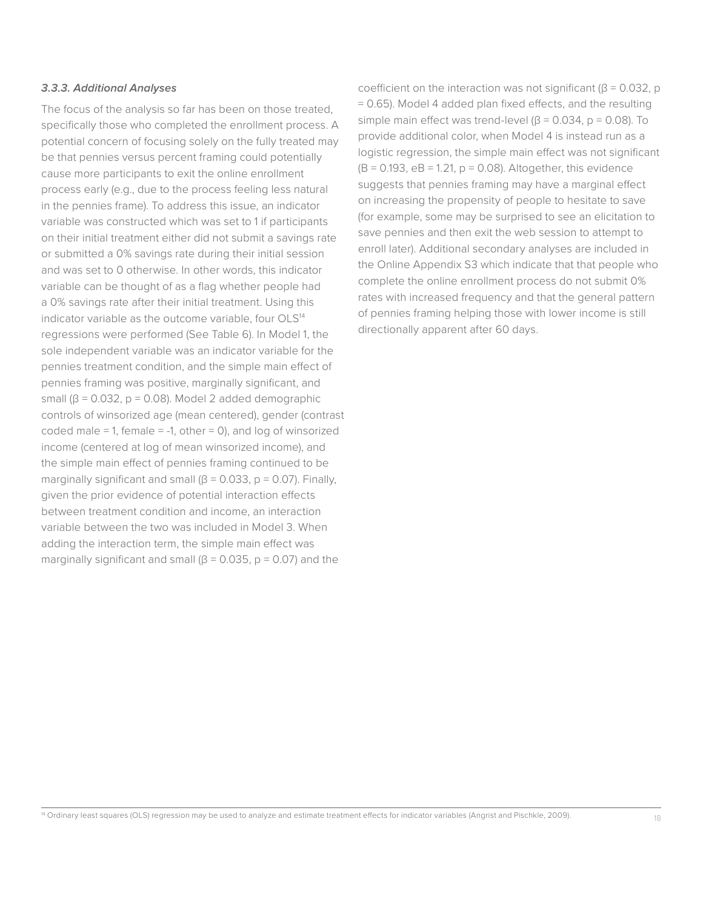### *3.3.3. Additional Analyses*

The focus of the analysis so far has been on those treated, specifically those who completed the enrollment process. A potential concern of focusing solely on the fully treated may be that pennies versus percent framing could potentially cause more participants to exit the online enrollment process early (e.g., due to the process feeling less natural in the pennies frame). To address this issue, an indicator variable was constructed which was set to 1 if participants on their initial treatment either did not submit a savings rate or submitted a 0% savings rate during their initial session and was set to 0 otherwise. In other words, this indicator variable can be thought of as a flag whether people had a 0% savings rate after their initial treatment. Using this indicator variable as the outcome variable, four OLS[14] regressions were performed (See Table 6). In Model 1, the sole independent variable was an indicator variable for the pennies treatment condition, and the simple main effect of pennies framing was positive, marginally significant, and small ($\beta = 0.032$, $p = 0.08$). Model 2 added demographic controls of winsorized age (mean centered), gender (contrast coded male = 1, female = -1, other = 0), and log of winsorized income (centered at log of mean winsorized income), and the simple main effect of pennies framing continued to be marginally significant and small ($\beta = 0.033$, $p = 0.07$). Finally, given the prior evidence of potential interaction effects between treatment condition and income, an interaction variable between the two was included in Model 3. When adding the interaction term, the simple main effect was marginally significant and small ($\beta = 0.035$, $p = 0.07$) and the coefficient on the interaction was not significant ($\beta = 0.032$, $p = 0.65$). Model 4 added plan fixed effects, and the resulting simple main effect was trend-level ($\beta = 0.034$, $p = 0.08$). To provide additional color, when Model 4 is instead run as a logistic regression, the simple main effect was not significant ($B = 0.193$, $e^B = 1.21$, $p = 0.08$). Altogether, this evidence suggests that pennies framing may have a marginal effect on increasing the propensity of people to hesitate to save (for example, some may be surprised to see an elicitation to save pennies and then exit the web session to attempt to enroll later). Additional secondary analyses are included in the Online Appendix S3 which indicate that that people who complete the online enrollment process do not submit 0% rates with increased frequency and that the general pattern of pennies framing helping those with lower income is still directionally apparent after 60 days.

[14] Ordinary least squares (OLS) regression may be used to analyze and estimate treatment effects for indicator variables (Angrist and Pischkle, 2009).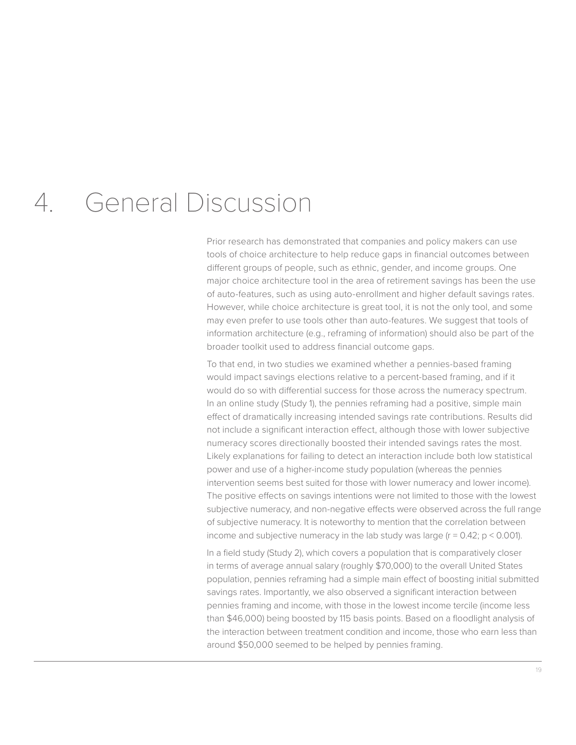# 4. General Discussion

Prior research has demonstrated that companies and policy makers can use tools of choice architecture to help reduce gaps in financial outcomes between different groups of people, such as ethnic, gender, and income groups. One major choice architecture tool in the area of retirement savings has been the use of auto-features, such as using auto-enrollment and higher default savings rates. However, while choice architecture is great tool, it is not the only tool, and some may even prefer to use tools other than auto-features. We suggest that tools of information architecture (e.g., reframing of information) should also be part of the broader toolkit used to address financial outcome gaps.

To that end, in two studies we examined whether a pennies-based framing would impact savings elections relative to a percent-based framing, and if it would do so with differential success for those across the numeracy spectrum. In an online study (Study 1), the pennies reframing had a positive, simple main effect of dramatically increasing intended savings rate contributions. Results did not include a significant interaction effect, although those with lower subjective numeracy scores directionally boosted their intended savings rates the most. Likely explanations for failing to detect an interaction include both low statistical power and use of a higher-income study population (whereas the pennies intervention seems best suited for those with lower numeracy and lower income). The positive effects on savings intentions were not limited to those with the lowest subjective numeracy, and non-negative effects were observed across the full range of subjective numeracy. It is noteworthy to mention that the correlation between income and subjective numeracy in the lab study was large ($r = 0.42$; $p < 0.001$).

In a field study (Study 2), which covers a population that is comparatively closer in terms of average annual salary (roughly $70,000) to the overall United States population, pennies reframing had a simple main effect of boosting initial submitted savings rates. Importantly, we also observed a significant interaction between pennies framing and income, with those in the lowest income tercile (income less than $46,000) being boosted by 115 basis points. Based on a floodlight analysis of the interaction between treatment condition and income, those who earn less than around $50,000 seemed to be helped by pennies framing.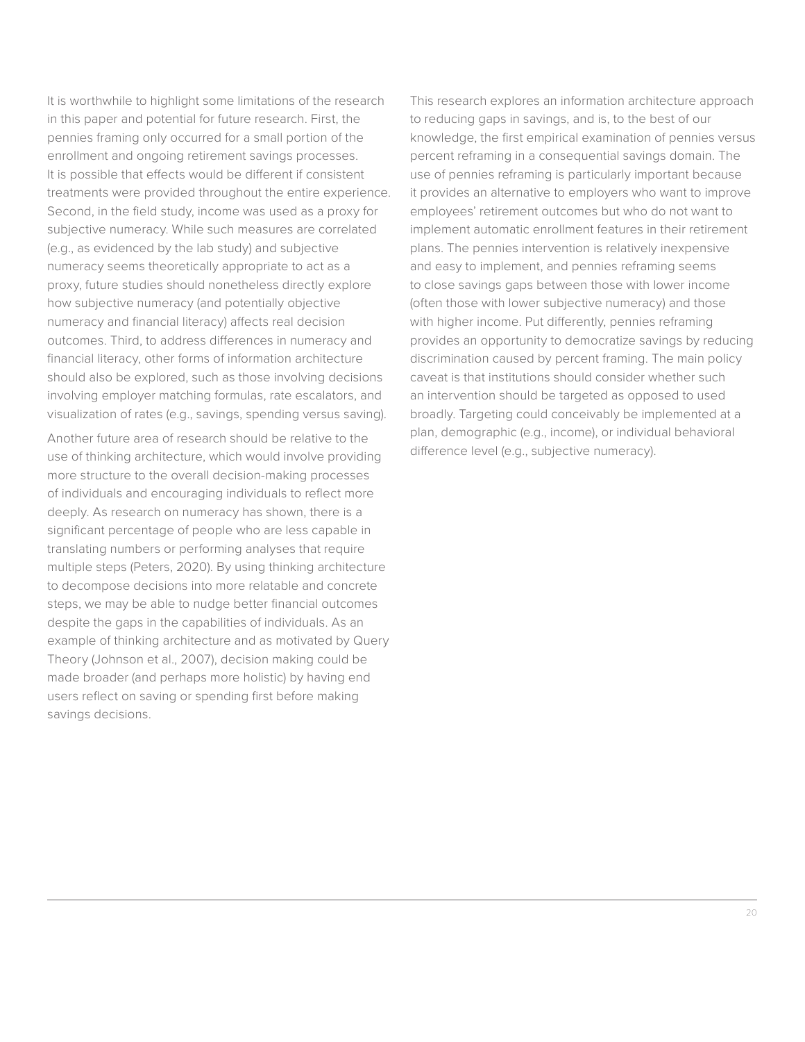It is worthwhile to highlight some limitations of the research in this paper and potential for future research. First, the pennies framing only occurred for a small portion of the enrollment and ongoing retirement savings processes. It is possible that effects would be different if consistent treatments were provided throughout the entire experience. Second, in the field study, income was used as a proxy for subjective numeracy. While such measures are correlated (e.g., as evidenced by the lab study) and subjective numeracy seems theoretically appropriate to act as a proxy, future studies should nonetheless directly explore how subjective numeracy (and potentially objective numeracy and financial literacy) affects real decision outcomes. Third, to address differences in numeracy and financial literacy, other forms of information architecture should also be explored, such as those involving decisions involving employer matching formulas, rate escalators, and visualization of rates (e.g., savings, spending versus saving).

Another future area of research should be relative to the use of thinking architecture, which would involve providing more structure to the overall decision-making processes of individuals and encouraging individuals to reflect more deeply. As research on numeracy has shown, there is a significant percentage of people who are less capable in translating numbers or performing analyses that require multiple steps (Peters, 2020). By using thinking architecture to decompose decisions into more relatable and concrete steps, we may be able to nudge better financial outcomes despite the gaps in the capabilities of individuals. As an example of thinking architecture and as motivated by Query Theory (Johnson et al., 2007), decision making could be made broader (and perhaps more holistic) by having end users reflect on saving or spending first before making savings decisions.

This research explores an information architecture approach to reducing gaps in savings, and is, to the best of our knowledge, the first empirical examination of pennies versus percent reframing in a consequential savings domain. The use of pennies reframing is particularly important because it provides an alternative to employers who want to improve employees' retirement outcomes but who do not want to implement automatic enrollment features in their retirement plans. The pennies intervention is relatively inexpensive and easy to implement, and pennies reframing seems to close savings gaps between those with lower income (often those with lower subjective numeracy) and those with higher income. Put differently, pennies reframing provides an opportunity to democratize savings by reducing discrimination caused by percent framing. The main policy caveat is that institutions should consider whether such an intervention should be targeted as opposed to used broadly. Targeting could conceivably be implemented at a plan, demographic (e.g., income), or individual behavioral difference level (e.g., subjective numeracy).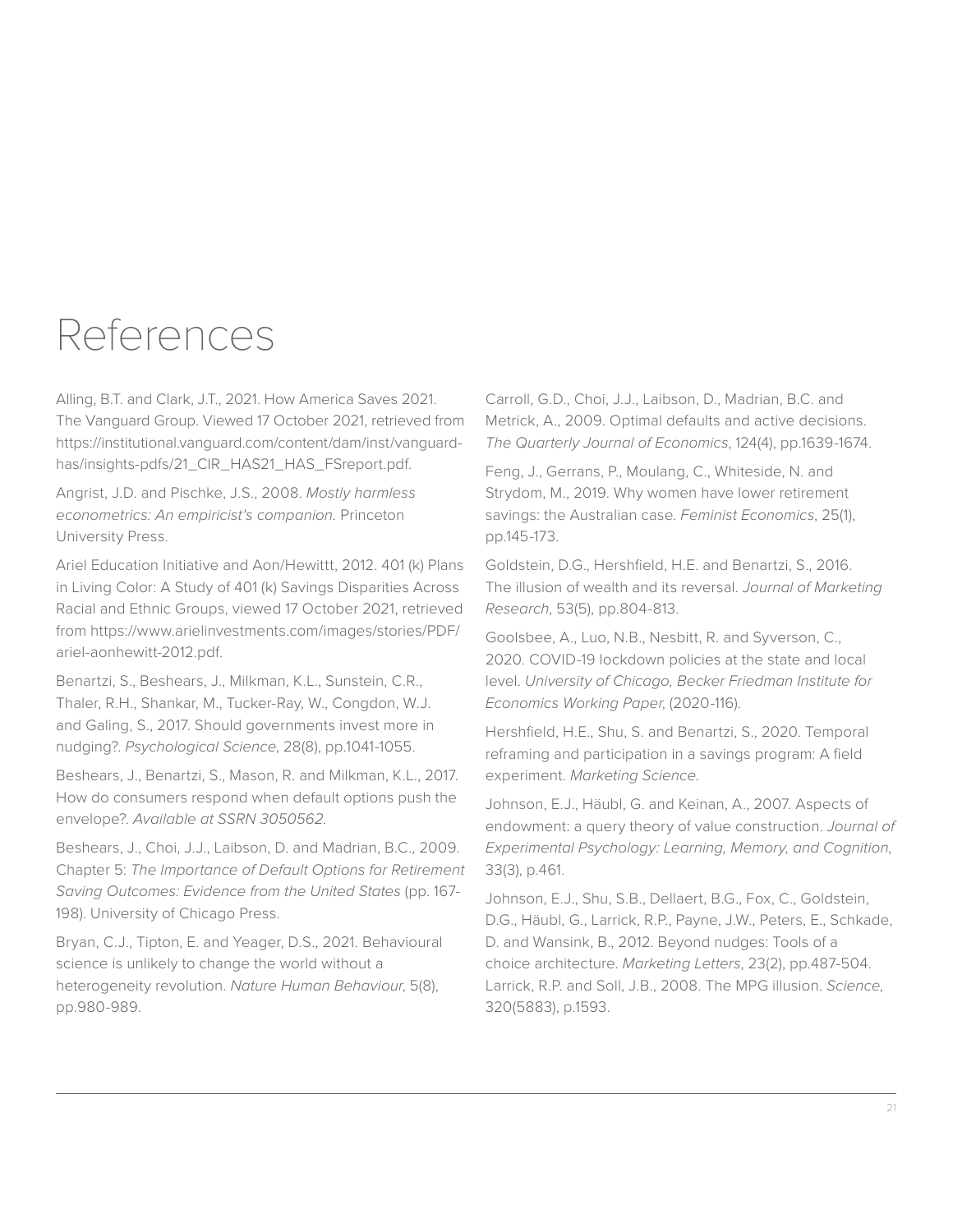# References

Alling, B.T. and Clark, J.T., 2021. How America Saves 2021. The Vanguard Group. Viewed 17 October 2021, retrieved from https://institutional.vanguard.com/content/dam/inst/vanguard-has/insights-pdfs/21_CIR_HAS21_HAS_FSreport.pdf.

Angrist, J.D. and Pischke, J.S., 2008. *Mostly harmless econometrics: An empiricist's companion.* Princeton University Press.

Ariel Education Initiative and Aon/Hewittt, 2012. 401 (k) Plans in Living Color: A Study of 401 (k) Savings Disparities Across Racial and Ethnic Groups, viewed 17 October 2021, retrieved from https://www.arielinvestments.com/images/stories/PDF/ariel-aonhewitt-2012.pdf.

Benartzi, S., Beshears, J., Milkman, K.L., Sunstein, C.R., Thaler, R.H., Shankar, M., Tucker-Ray, W., Congdon, W.J. and Galing, S., 2017. Should governments invest more in nudging?. *Psychological Science*, 28(8), pp.1041-1055.

Beshears, J., Benartzi, S., Mason, R. and Milkman, K.L., 2017. How do consumers respond when default options push the envelope?. *Available at SSRN 3050562*.

Beshears, J., Choi, J.J., Laibson, D. and Madrian, B.C., 2009. Chapter 5: *The Importance of Default Options for Retirement Saving Outcomes: Evidence from the United States* (pp. 167-198). University of Chicago Press.

Bryan, C.J., Tipton, E. and Yeager, D.S., 2021. Behavioural science is unlikely to change the world without a heterogeneity revolution. *Nature Human Behaviour*, 5(8), pp.980-989.

Carroll, G.D., Choi, J.J., Laibson, D., Madrian, B.C. and Metrick, A., 2009. Optimal defaults and active decisions. *The Quarterly Journal of Economics*, 124(4), pp.1639-1674.

Feng, J., Gerrans, P., Moulang, C., Whiteside, N. and Strydom, M., 2019. Why women have lower retirement savings: the Australian case. *Feminist Economics*, 25(1), pp.145-173.

Goldstein, D.G., Hershfield, H.E. and Benartzi, S., 2016. The illusion of wealth and its reversal. *Journal of Marketing Research*, 53(5), pp.804-813.

Goolsbee, A., Luo, N.B., Nesbitt, R. and Syverson, C., 2020. COVID-19 lockdown policies at the state and local level. *University of Chicago, Becker Friedman Institute for Economics Working Paper*, (2020-116).

Hershfield, H.E., Shu, S. and Benartzi, S., 2020. Temporal reframing and participation in a savings program: A field experiment. *Marketing Science*.

Johnson, E.J., Häubl, G. and Keinan, A., 2007. Aspects of endowment: a query theory of value construction. *Journal of Experimental Psychology: Learning, Memory, and Cognition*, 33(3), p.461.

Johnson, E.J., Shu, S.B., Dellaert, B.G., Fox, C., Goldstein, D.G., Häubl, G., Larrick, R.P., Payne, J.W., Peters, E., Schkade, D. and Wansink, B., 2012. Beyond nudges: Tools of a choice architecture. *Marketing Letters*, 23(2), pp.487-504.

Larrick, R.P. and Soll, J.B., 2008. The MPG illusion. *Science*, 320(5883), p.1593.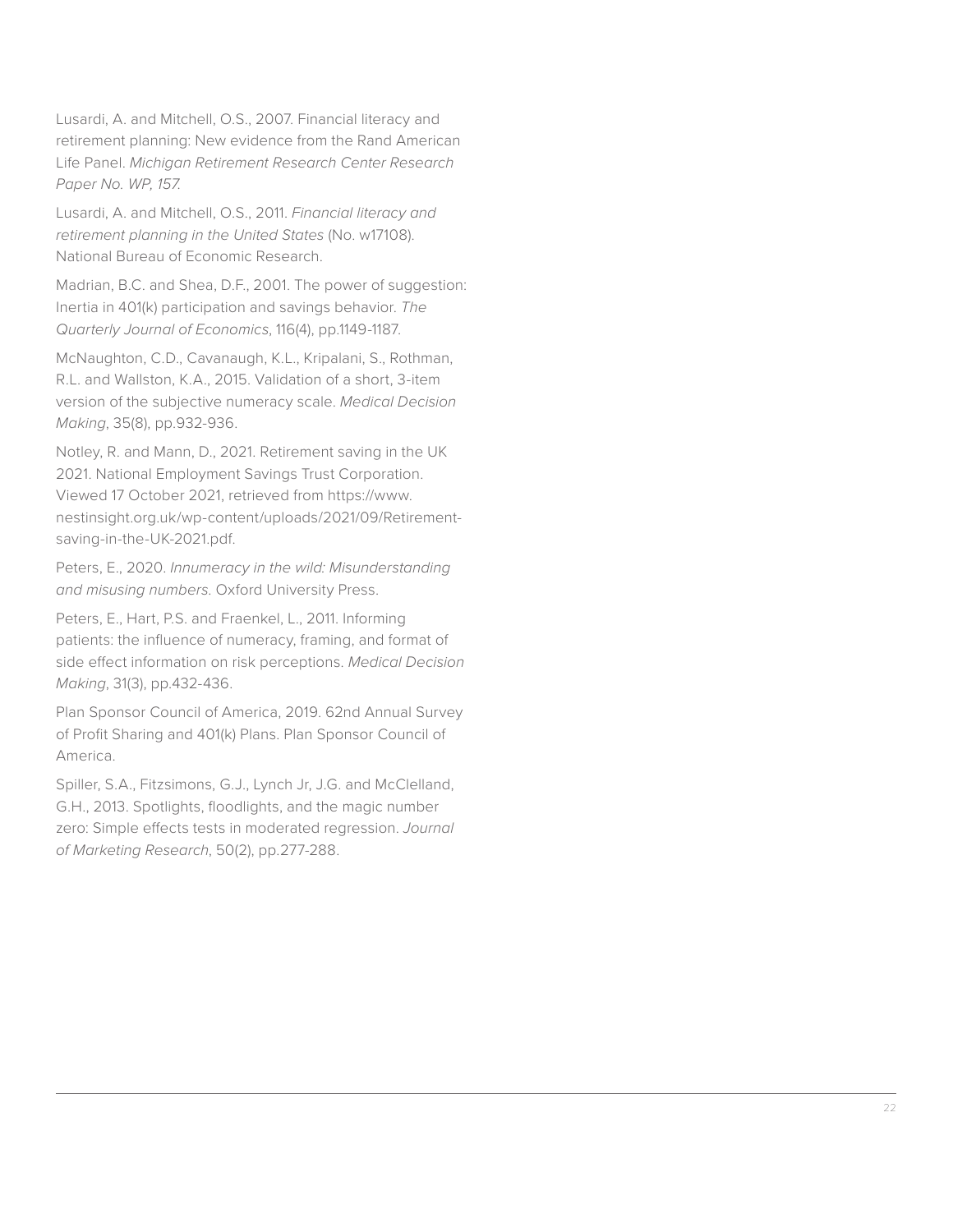Lusardi, A. and Mitchell, O.S., 2007. Financial literacy and retirement planning: New evidence from the Rand American Life Panel. *Michigan Retirement Research Center Research Paper No. WP, 157.*

Lusardi, A. and Mitchell, O.S., 2011. *Financial literacy and retirement planning in the United States* (No. w17108). National Bureau of Economic Research.

Madrian, B.C. and Shea, D.F., 2001. The power of suggestion: Inertia in 401(k) participation and savings behavior. *The Quarterly Journal of Economics*, 116(4), pp.1149-1187.

McNaughton, C.D., Cavanaugh, K.L., Kripalani, S., Rothman, R.L. and Wallston, K.A., 2015. Validation of a short, 3-item version of the subjective numeracy scale. *Medical Decision Making*, 35(8), pp.932-936.

Notley, R. and Mann, D., 2021. Retirement saving in the UK 2021. National Employment Savings Trust Corporation. Viewed 17 October 2021, retrieved from https://www.nestinsight.org.uk/wp-content/uploads/2021/09/Retirement-saving-in-the-UK-2021.pdf.

Peters, E., 2020. *Innumeracy in the wild: Misunderstanding and misusing numbers.* Oxford University Press.

Peters, E., Hart, P.S. and Fraenkel, L., 2011. Informing patients: the influence of numeracy, framing, and format of side effect information on risk perceptions. *Medical Decision Making*, 31(3), pp.432-436.

Plan Sponsor Council of America, 2019. 62nd Annual Survey of Profit Sharing and 401(k) Plans. Plan Sponsor Council of America.

Spiller, S.A., Fitzsimons, G.J., Lynch Jr, J.G. and McClelland, G.H., 2013. Spotlights, floodlights, and the magic number zero: Simple effects tests in moderated regression. *Journal of Marketing Research*, 50(2), pp.277-288.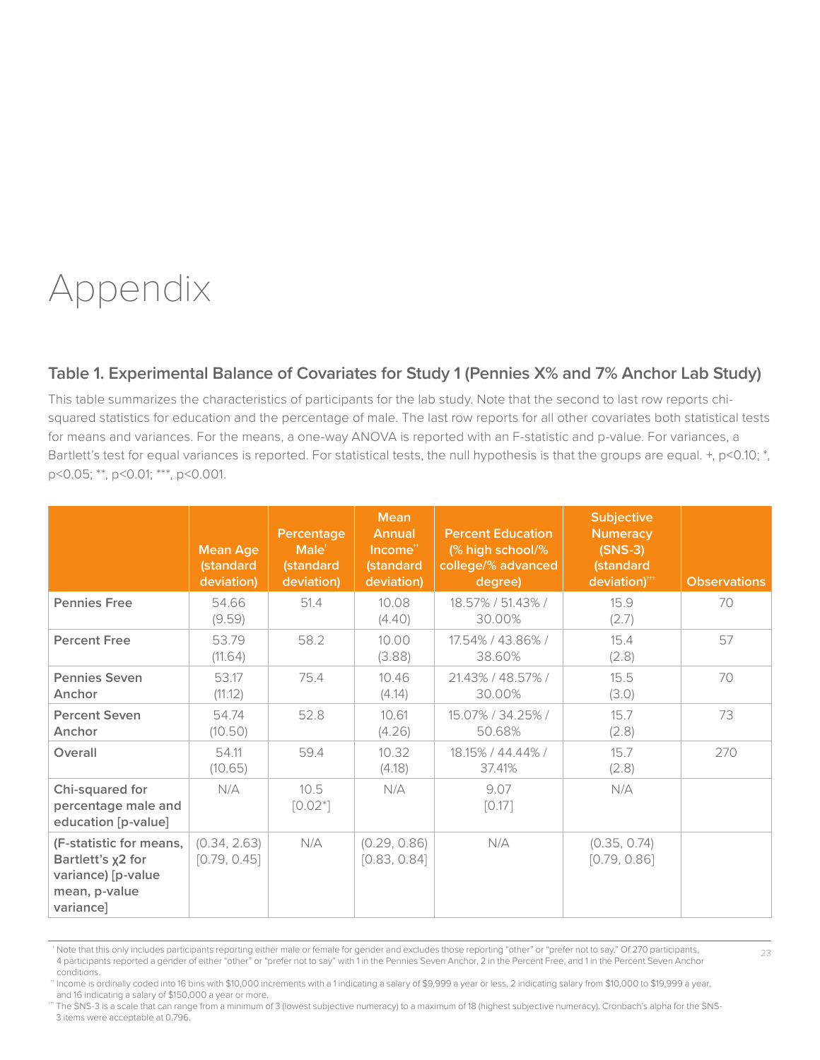# Appendix

### Table 1. Experimental Balance of Covariates for Study 1 (Pennies X% and 7% Anchor Lab Study)

This table summarizes the characteristics of participants for the lab study. Note that the second to last row reports chi-squared statistics for education and the percentage of male. The last row reports for all other covariates both statistical tests for means and variances. For the means, a one-way ANOVA is reported with an F-statistic and p-value. For variances, a Bartlett's test for equal variances is reported. For statistical tests, the null hypothesis is that the groups are equal. +, p<0.10; *, p<0.05; **, p<0.01; ***, p<0.001.

| | Mean Age (standard deviation) | Percentage Male[†] (standard deviation) | Mean Annual Income[††] (standard deviation) | Percent Education (% high school/% college/% advanced degree) | Subjective Numeracy (SNS-3) (standard deviation)[†††] | Observations |
|---|---|---|---|---|---|---|
| **Pennies Free** | 54.66 (9.59) | 51.4 | 10.08 (4.40) | 18.57% / 51.43% / 30.00% | 15.9 (2.7) | 70 |
| **Percent Free** | 53.79 (11.64) | 58.2 | 10.00 (3.88) | 17.54% / 43.86% / 38.60% | 15.4 (2.8) | 57 |
| **Pennies Seven Anchor** | 53.17 (11.12) | 75.4 | 10.46 (4.14) | 21.43% / 48.57% / 30.00% | 15.5 (3.0) | 70 |
| **Percent Seven Anchor** | 54.74 (10.50) | 52.8 | 10.61 (4.26) | 15.07% / 34.25% / 50.68% | 15.7 (2.8) | 73 |
| **Overall** | 54.11 (10.65) | 59.4 | 10.32 (4.18) | 18.15% / 44.44% / 37.41% | 15.7 (2.8) | 270 |
| **Chi-squared for percentage male and education [p-value]** | N/A | 10.5 [0.02*] | N/A | 9.07 [0.17] | N/A | |
| **(F-statistic for means, Bartlett's χ2 for variance) [p-value mean, p-value variance]** | (0.34, 2.63) [0.79, 0.45] | N/A | (0.29, 0.86) [0.83, 0.84] | N/A | (0.35, 0.74) [0.79, 0.86] | |

[†] Note that this only includes participants reporting either male or female for gender and excludes those reporting "other" or "prefer not to say." Of 270 participants, 4 participants reported a gender of either "other" or "prefer not to say" with 1 in the Pennies Seven Anchor, 2 in the Percent Free, and 1 in the Percent Seven Anchor conditions.

[††] Income is ordinally coded into 16 bins with $10,000 increments with a 1 indicating a salary of $9,999 a year or less, 2 indicating salary from $10,000 to $19,999 a year, and 16 indicating a salary of $150,000 a year or more.

[†††] The SNS-3 is a scale that can range from a minimum of 3 (lowest subjective numeracy) to a maximum of 18 (highest subjective numeracy). Cronbach's alpha for the SNS-3 items were acceptable at 0.796.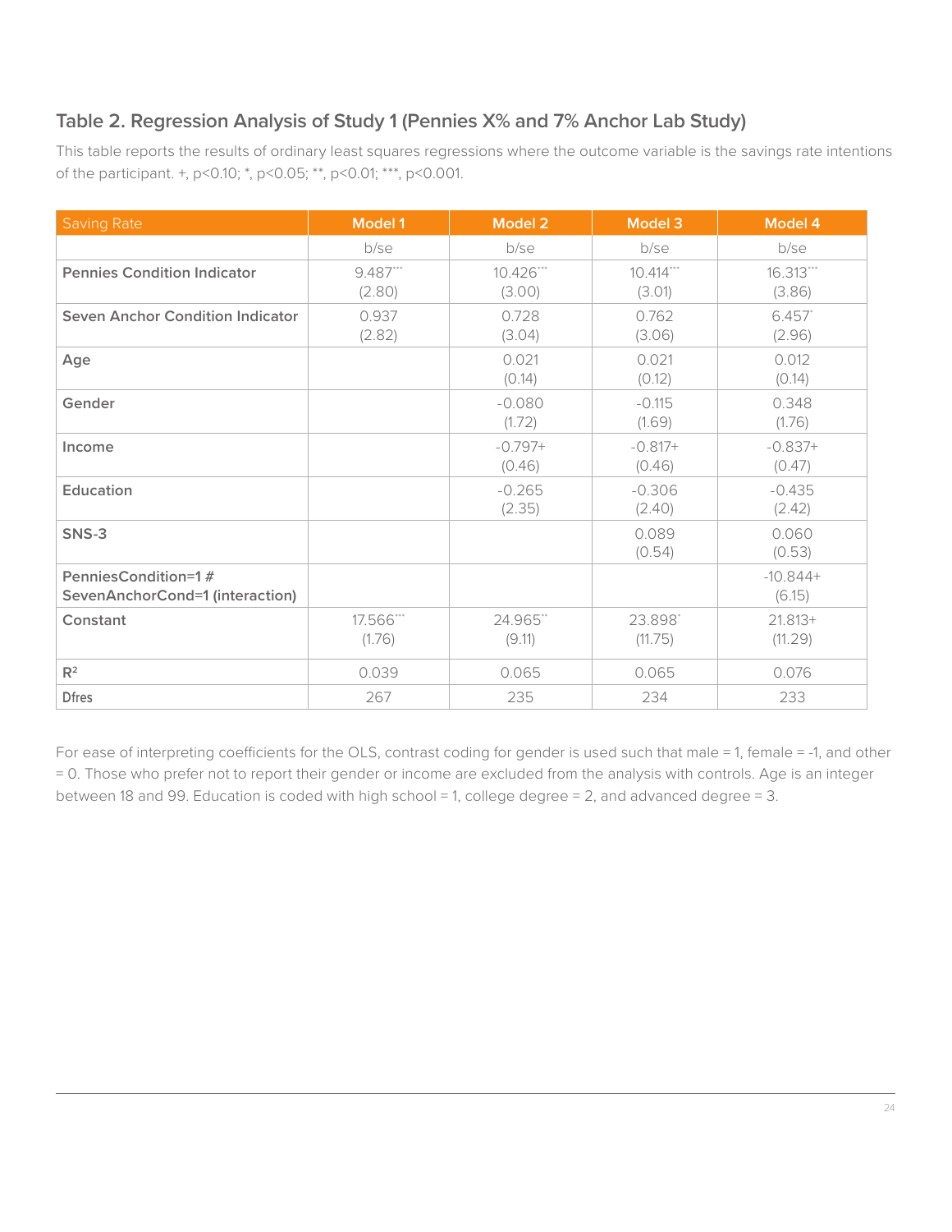## Table 2. Regression Analysis of Study 1 (Pennies X% and 7% Anchor Lab Study)

This table reports the results of ordinary least squares regressions where the outcome variable is the savings rate intentions of the participant. +, $p<0.10$; *, $p<0.05$; **, $p<0.01$; ***, $p<0.001$.

| Saving Rate | Model 1 | Model 2 | Model 3 | Model 4 |
|---|---|---|---|---|
| | b/se | b/se | b/se | b/se |
| **Pennies Condition Indicator** | 9.487*** (2.80) | 10.426*** (3.00) | 10.414*** (3.01) | 16.313*** (3.86) |
| **Seven Anchor Condition Indicator** | 0.937 (2.82) | 0.728 (3.04) | 0.762 (3.06) | 6.457* (2.96) |
| **Age** | | 0.021 (0.14) | 0.021 (0.12) | 0.012 (0.14) |
| **Gender** | | -0.080 (1.72) | -0.115 (1.69) | 0.348 (1.76) |
| **Income** | | -0.797+ (0.46) | -0.817+ (0.46) | -0.837+ (0.47) |
| **Education** | | -0.265 (2.35) | -0.306 (2.40) | -0.435 (2.42) |
| **SNS-3** | | | 0.089 (0.54) | 0.060 (0.53) |
| **PenniesCondition=1 # SevenAnchorCond=1 (interaction)** | | | | -10.844+ (6.15) |
| **Constant** | 17.566*** (1.76) | 24.965** (9.11) | 23.898* (11.75) | 21.813+ (11.29) |
| $R^2$ | 0.039 | 0.065 | 0.065 | 0.076 |
| Dfres | 267 | 235 | 234 | 233 |

For ease of interpreting coefficients for the OLS, contrast coding for gender is used such that male = 1, female = -1, and other = 0. Those who prefer not to report their gender or income are excluded from the analysis with controls. Age is an integer between 18 and 99. Education is coded with high school = 1, college degree = 2, and advanced degree = 3.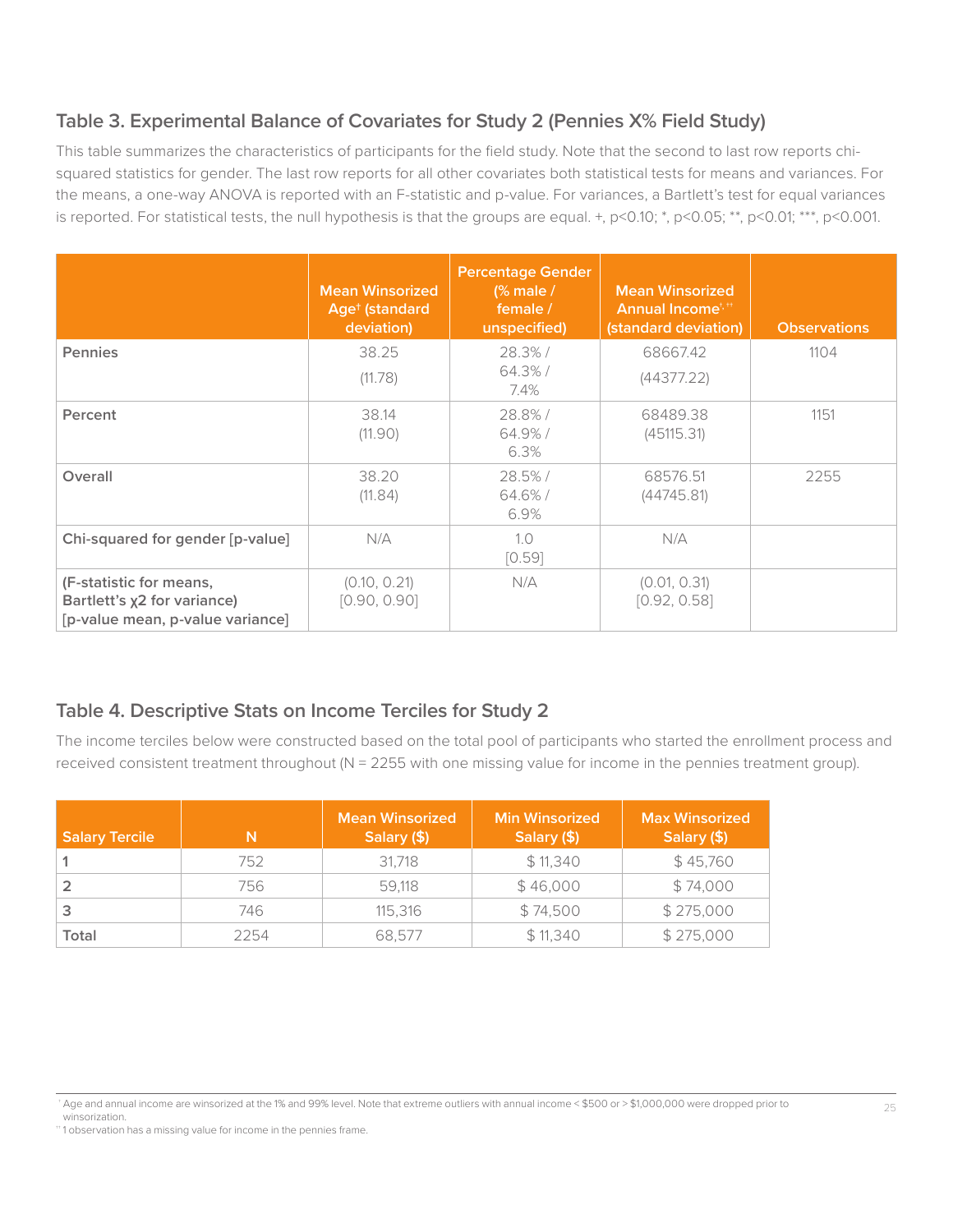## Table 3. Experimental Balance of Covariates for Study 2 (Pennies X% Field Study)

This table summarizes the characteristics of participants for the field study. Note that the second to last row reports chi-squared statistics for gender. The last row reports for all other covariates both statistical tests for means and variances. For the means, a one-way ANOVA is reported with an F-statistic and p-value. For variances, a Bartlett's test for equal variances is reported. For statistical tests, the null hypothesis is that the groups are equal. +, p<0.10; *, p<0.05; **, p<0.01; ***, p<0.001.

| | Mean Winsorized Age† (standard deviation) | Percentage Gender (% male / female / unspecified) | Mean Winsorized Annual Income†,†† (standard deviation) | Observations |
|---|---|---|---|---|
| Pennies | 38.25 (11.78) | 28.3% / 64.3% / 7.4% | 68667.42 (44377.22) | 1104 |
| Percent | 38.14 (11.90) | 28.8% / 64.9% / 6.3% | 68489.38 (45115.31) | 1151 |
| Overall | 38.20 (11.84) | 28.5% / 64.6% / 6.9% | 68576.51 (44745.81) | 2255 |
| Chi-squared for gender [p-value] | N/A | 1.0 [0.59] | N/A | |
| (F-statistic for means, Bartlett's χ2 for variance) [p-value mean, p-value variance] | (0.10, 0.21) [0.90, 0.90] | N/A | (0.01, 0.31) [0.92, 0.58] | |

## Table 4. Descriptive Stats on Income Terciles for Study 2

The income terciles below were constructed based on the total pool of participants who started the enrollment process and received consistent treatment throughout (N = 2255 with one missing value for income in the pennies treatment group).

| Salary Tercile | N | Mean Winsorized Salary ($) | Min Winsorized Salary ($) | Max Winsorized Salary ($) |
|---|---|---|---|---|
| 1 | 752 | 31,718 | $ 11,340 | $ 45,760 |
| 2 | 756 | 59,118 | $ 46,000 | $ 74,000 |
| 3 | 746 | 115,316 | $ 74,500 | $ 275,000 |
| Total | 2254 | 68,577 | $ 11,340 | $ 275,000 |

† Age and annual income are winsorized at the 1% and 99% level. Note that extreme outliers with annual income < $500 or > $1,000,000 were dropped prior to winsorization.

†† 1 observation has a missing value for income in the pennies frame.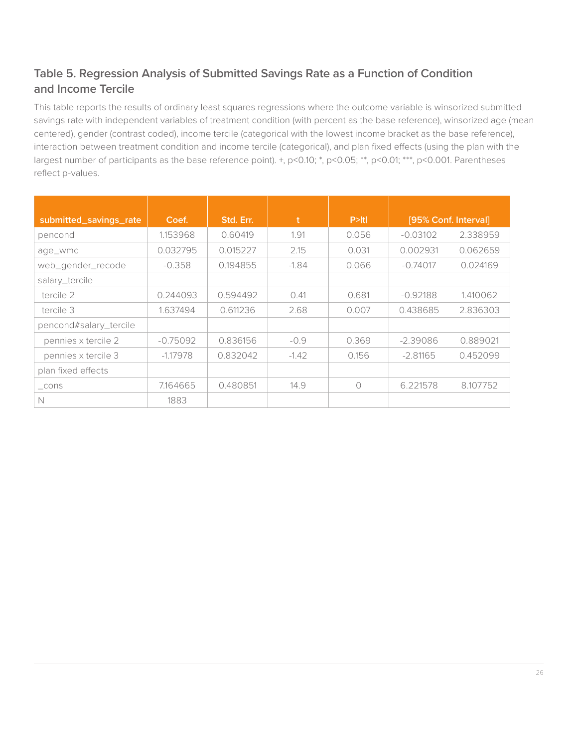## Table 5. Regression Analysis of Submitted Savings Rate as a Function of Condition and Income Tercile

This table reports the results of ordinary least squares regressions where the outcome variable is winsorized submitted savings rate with independent variables of treatment condition (with percent as the base reference), winsorized age (mean centered), gender (contrast coded), income tercile (categorical with the lowest income bracket as the base reference), interaction between treatment condition and income tercile (categorical), and plan fixed effects (using the plan with the largest number of participants as the base reference point). +, p<0.10; *, p<0.05; **, p<0.01; ***, p<0.001. Parentheses reflect p-values.

| submitted_savings_rate | Coef. | Std. Err. | t | P>\|t\| | [95% Conf. Interval] | |
|---|---|---|---|---|---|---|
| pencond | 1.153968 | 0.60419 | 1.91 | 0.056 | -0.03102 | 2.338959 |
| age_wmc | 0.032795 | 0.015227 | 2.15 | 0.031 | 0.002931 | 0.062659 |
| web_gender_recode | -0.358 | 0.194855 | -1.84 | 0.066 | -0.74017 | 0.024169 |
| salary_tercile | | | | | | |
| tercile 2 | 0.244093 | 0.594492 | 0.41 | 0.681 | -0.92188 | 1.410062 |
| tercile 3 | 1.637494 | 0.611236 | 2.68 | 0.007 | 0.438685 | 2.836303 |
| pencond#salary_tercile | | | | | | |
| pennies x tercile 2 | -0.75092 | 0.836156 | -0.9 | 0.369 | -2.39086 | 0.889021 |
| pennies x tercile 3 | -1.17978 | 0.832042 | -1.42 | 0.156 | -2.81165 | 0.452099 |
| plan fixed effects | | | | | | |
| _cons | 7.164665 | 0.480851 | 14.9 | 0 | 6.221578 | 8.107752 |
| N | 1883 | | | | | |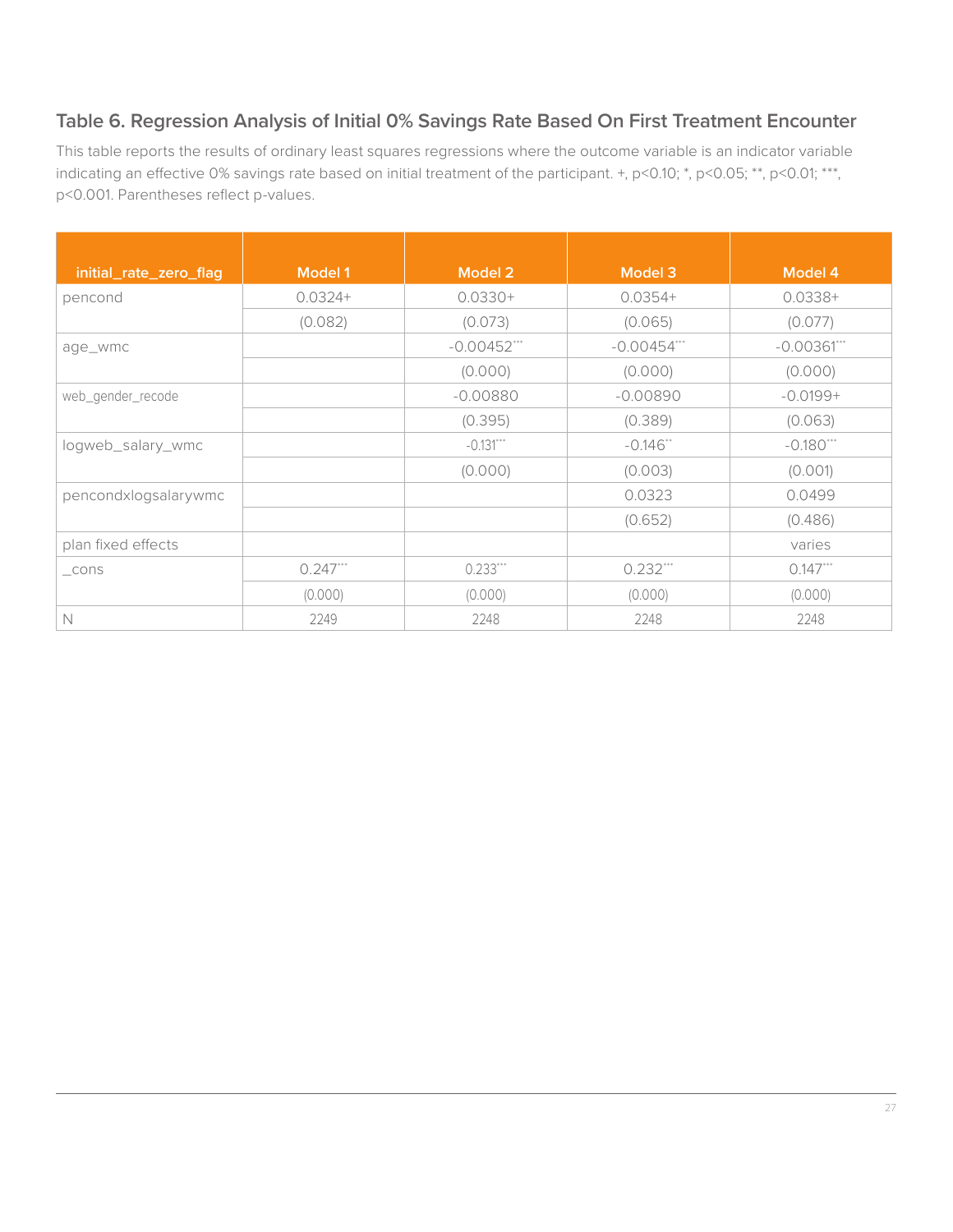### Table 6. Regression Analysis of Initial 0% Savings Rate Based On First Treatment Encounter

This table reports the results of ordinary least squares regressions where the outcome variable is an indicator variable indicating an effective 0% savings rate based on initial treatment of the participant. +, $p<0.10$; *, $p<0.05$; **, $p<0.01$; ***, $p<0.001$. Parentheses reflect p-values.

| initial_rate_zero_flag | Model 1 | Model 2 | Model 3 | Model 4 |
|---|---|---|---|---|
| pencond | 0.0324+ | 0.0330+ | 0.0354+ | 0.0338+ |
| | (0.082) | (0.073) | (0.065) | (0.077) |
| age_wmc | | -0.00452*** | -0.00454*** | -0.00361*** |
| | | (0.000) | (0.000) | (0.000) |
| web_gender_recode | | -0.00880 | -0.00890 | -0.0199+ |
| | | (0.395) | (0.389) | (0.063) |
| logweb_salary_wmc | | -0.131*** | -0.146** | -0.180*** |
| | | (0.000) | (0.003) | (0.001) |
| pencondxlogsalarywmc | | | 0.0323 | 0.0499 |
| | | | (0.652) | (0.486) |
| plan fixed effects | | | | varies |
| _cons | 0.247*** | 0.233*** | 0.232*** | 0.147*** |
| | (0.000) | (0.000) | (0.000) | (0.000) |
| N | 2249 | 2248 | 2248 | 2248 |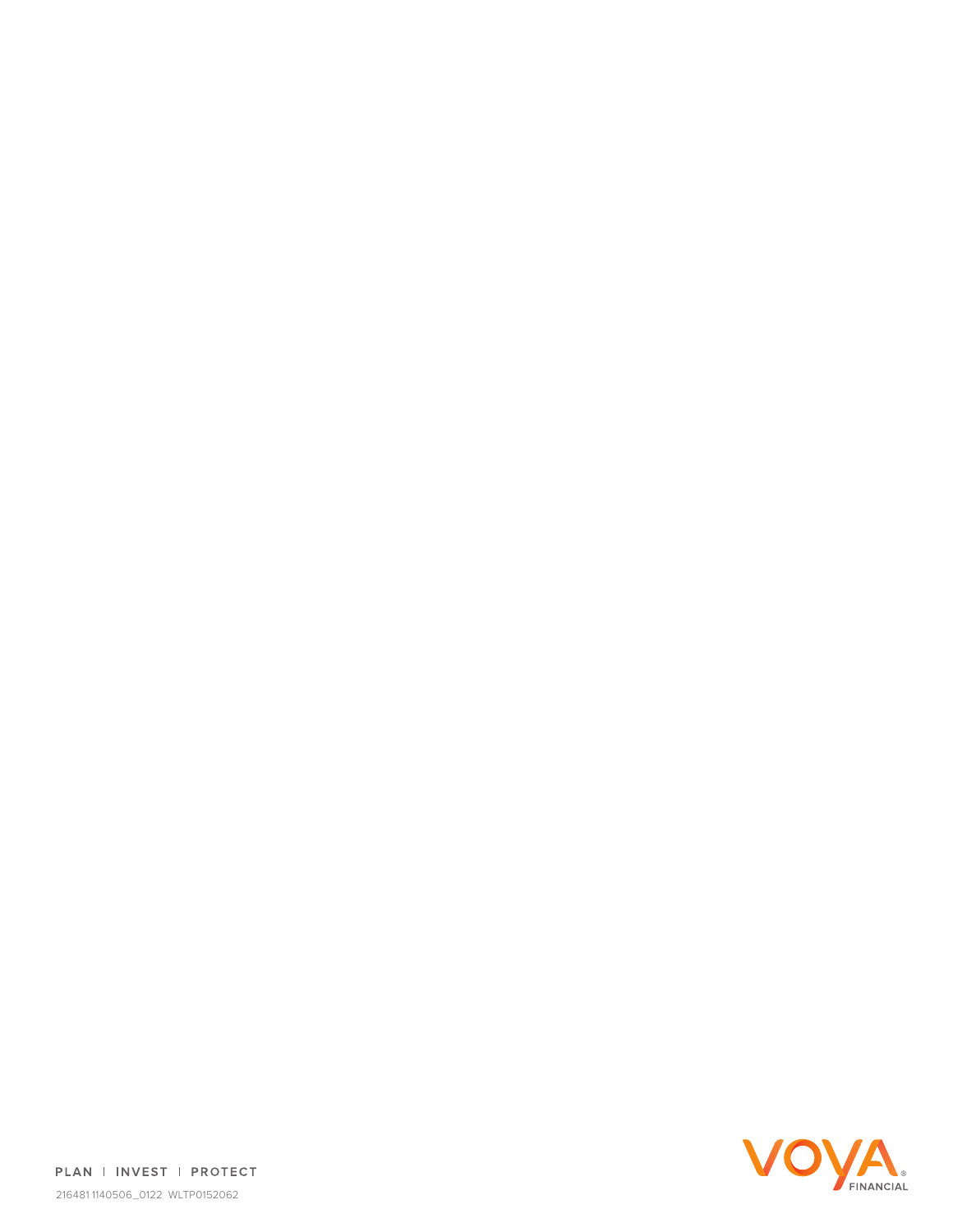PLAN | INVEST | PROTECT

216481 1140506_0122 WLTP0152062

VOYA FINANCIAL